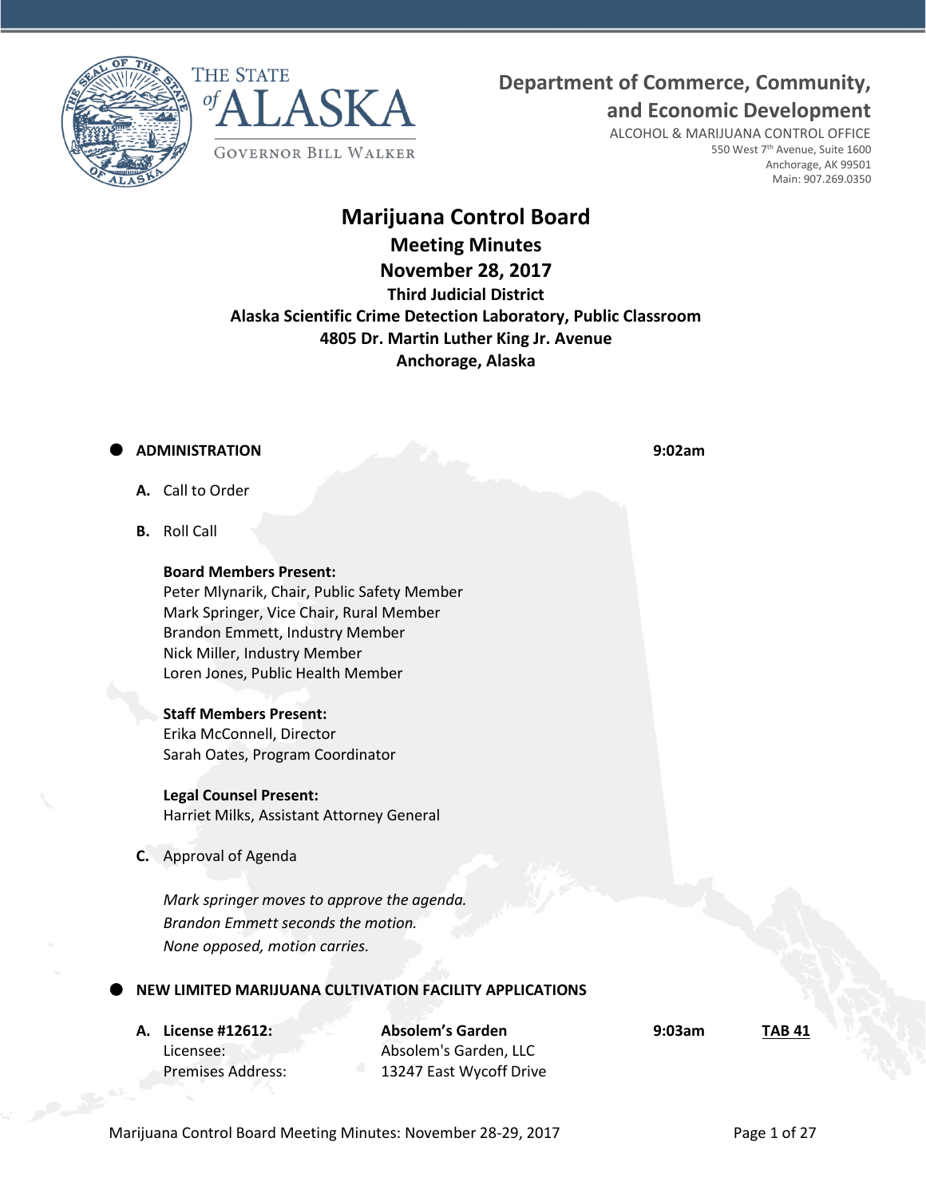THE STATE of ALASKA

GOVERNOR BILL WALKER

**Department of Commerce, Community, and Economic Development**

ALCOHOL & MARIJUANA CONTROL OFFICE
550 West 7th Avenue, Suite 1600
Anchorage, AK 99501
Main: 907.269.0350

# Marijuana Control Board

## Meeting Minutes

## November 28, 2017

**Third Judicial District**
**Alaska Scientific Crime Detection Laboratory, Public Classroom**
**4805 Dr. Martin Luther King Jr. Avenue**
**Anchorage, Alaska**

- **ADMINISTRATION** **9:02am**

  **A.** Call to Order

  **B.** Roll Call

  **Board Members Present:**
  Peter Mlynarik, Chair, Public Safety Member
  Mark Springer, Vice Chair, Rural Member
  Brandon Emmett, Industry Member
  Nick Miller, Industry Member
  Loren Jones, Public Health Member

  **Staff Members Present:**
  Erika McConnell, Director
  Sarah Oates, Program Coordinator

  **Legal Counsel Present:**
  Harriet Milks, Assistant Attorney General

  **C.** Approval of Agenda

  *Mark springer moves to approve the agenda.*
  *Brandon Emmett seconds the motion.*
  *None opposed, motion carries.*

- **NEW LIMITED MARIJUANA CULTIVATION FACILITY APPLICATIONS**

  **A. License #12612:** **Absolem's Garden** **9:03am** **TAB 41**
  Licensee: Absolem's Garden, LLC
  Premises Address: 13247 East Wycoff Drive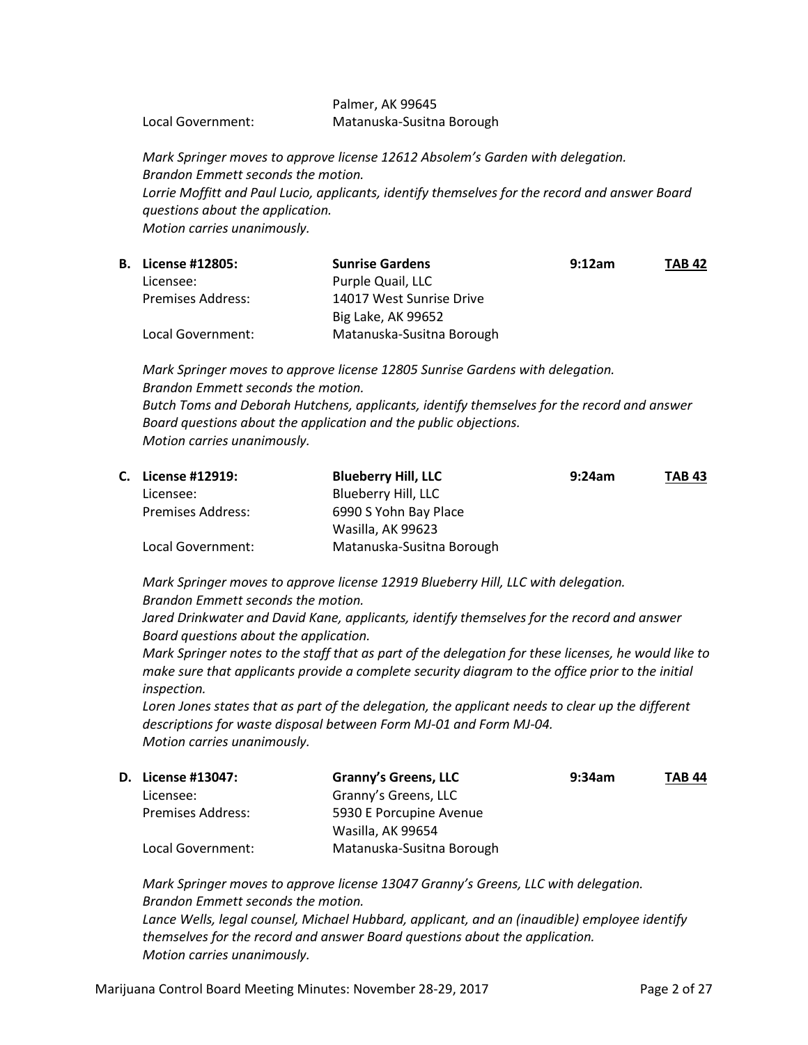Palmer, AK 99645

Local Government: Matanuska-Susitna Borough

*Mark Springer moves to approve license 12612 Absolem's Garden with delegation.*
*Brandon Emmett seconds the motion.*
*Lorrie Moffitt and Paul Lucio, applicants, identify themselves for the record and answer Board questions about the application.*
*Motion carries unanimously.*

**B. License #12805:** **Sunrise Gardens** **9:12am** **TAB 42**

Licensee: Purple Quail, LLC
Premises Address: 14017 West Sunrise Drive
Big Lake, AK 99652
Local Government: Matanuska-Susitna Borough

*Mark Springer moves to approve license 12805 Sunrise Gardens with delegation.*
*Brandon Emmett seconds the motion.*
*Butch Toms and Deborah Hutchens, applicants, identify themselves for the record and answer Board questions about the application and the public objections.*
*Motion carries unanimously.*

**C. License #12919:** **Blueberry Hill, LLC** **9:24am** **TAB 43**

Licensee: Blueberry Hill, LLC
Premises Address: 6990 S Yohn Bay Place
Wasilla, AK 99623
Local Government: Matanuska-Susitna Borough

*Mark Springer moves to approve license 12919 Blueberry Hill, LLC with delegation.*
*Brandon Emmett seconds the motion.*
*Jared Drinkwater and David Kane, applicants, identify themselves for the record and answer Board questions about the application.*
*Mark Springer notes to the staff that as part of the delegation for these licenses, he would like to make sure that applicants provide a complete security diagram to the office prior to the initial inspection.*
*Loren Jones states that as part of the delegation, the applicant needs to clear up the different descriptions for waste disposal between Form MJ-01 and Form MJ-04.*
*Motion carries unanimously.*

**D. License #13047:** **Granny's Greens, LLC** **9:34am** **TAB 44**

Licensee: Granny's Greens, LLC
Premises Address: 5930 E Porcupine Avenue
Wasilla, AK 99654
Local Government: Matanuska-Susitna Borough

*Mark Springer moves to approve license 13047 Granny's Greens, LLC with delegation.*
*Brandon Emmett seconds the motion.*
*Lance Wells, legal counsel, Michael Hubbard, applicant, and an (inaudible) employee identify themselves for the record and answer Board questions about the application.*
*Motion carries unanimously.*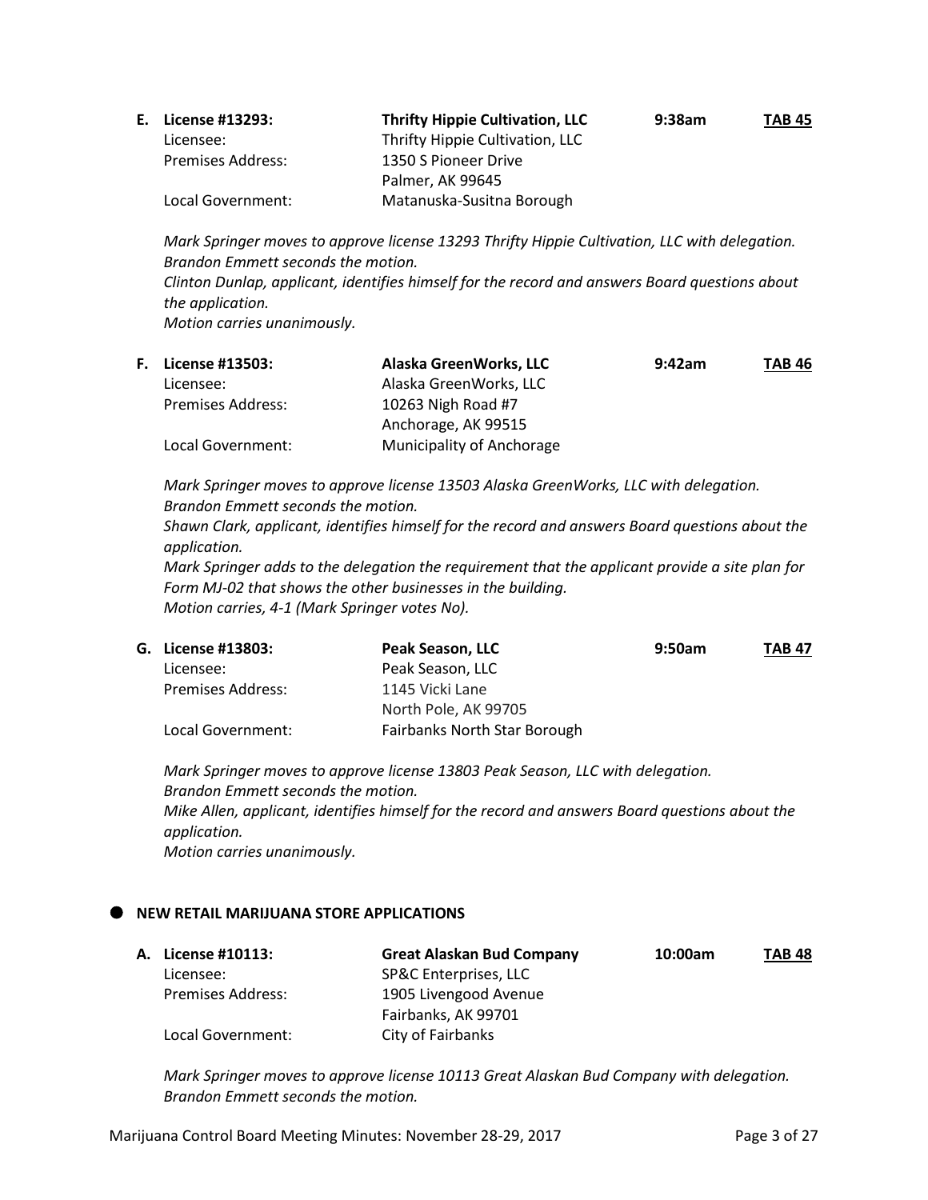**E. License #13293:** **Thrifty Hippie Cultivation, LLC** **9:38am** **TAB 45**

Licensee: Thrifty Hippie Cultivation, LLC
Premises Address: 1350 S Pioneer Drive
Palmer, AK 99645
Local Government: Matanuska-Susitna Borough

*Mark Springer moves to approve license 13293 Thrifty Hippie Cultivation, LLC with delegation.*
*Brandon Emmett seconds the motion.*
*Clinton Dunlap, applicant, identifies himself for the record and answers Board questions about the application.*
*Motion carries unanimously.*

**F. License #13503:** **Alaska GreenWorks, LLC** **9:42am** **TAB 46**

Licensee: Alaska GreenWorks, LLC
Premises Address: 10263 Nigh Road #7
Anchorage, AK 99515
Local Government: Municipality of Anchorage

*Mark Springer moves to approve license 13503 Alaska GreenWorks, LLC with delegation.*
*Brandon Emmett seconds the motion.*
*Shawn Clark, applicant, identifies himself for the record and answers Board questions about the application.*
*Mark Springer adds to the delegation the requirement that the applicant provide a site plan for Form MJ-02 that shows the other businesses in the building.*
*Motion carries, 4-1 (Mark Springer votes No).*

**G. License #13803:** **Peak Season, LLC** **9:50am** **TAB 47**

Licensee: Peak Season, LLC
Premises Address: 1145 Vicki Lane
North Pole, AK 99705
Local Government: Fairbanks North Star Borough

*Mark Springer moves to approve license 13803 Peak Season, LLC with delegation.*
*Brandon Emmett seconds the motion.*
*Mike Allen, applicant, identifies himself for the record and answers Board questions about the application.*
*Motion carries unanimously.*

- **NEW RETAIL MARIJUANA STORE APPLICATIONS**

**A. License #10113:** **Great Alaskan Bud Company** **10:00am** **TAB 48**

Licensee: SP&C Enterprises, LLC
Premises Address: 1905 Livengood Avenue
Fairbanks, AK 99701
Local Government: City of Fairbanks

*Mark Springer moves to approve license 10113 Great Alaskan Bud Company with delegation.*
*Brandon Emmett seconds the motion.*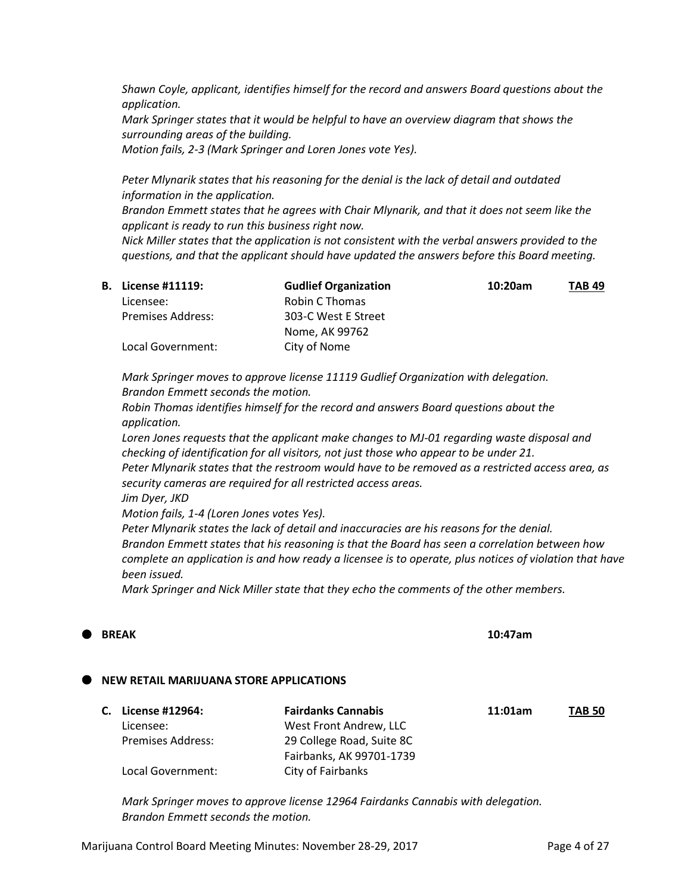*Shawn Coyle, applicant, identifies himself for the record and answers Board questions about the application.*
*Mark Springer states that it would be helpful to have an overview diagram that shows the surrounding areas of the building.*
*Motion fails, 2-3 (Mark Springer and Loren Jones vote Yes).*

*Peter Mlynarik states that his reasoning for the denial is the lack of detail and outdated information in the application.*
*Brandon Emmett states that he agrees with Chair Mlynarik, and that it does not seem like the applicant is ready to run this business right now.*
*Nick Miller states that the application is not consistent with the verbal answers provided to the questions, and that the applicant should have updated the answers before this Board meeting.*

**B. License #11119:** **Gudlief Organization** **10:20am** **TAB 49**

Licensee: Robin C Thomas
Premises Address: 303-C West E Street
Nome, AK 99762
Local Government: City of Nome

*Mark Springer moves to approve license 11119 Gudlief Organization with delegation.*
*Brandon Emmett seconds the motion.*
*Robin Thomas identifies himself for the record and answers Board questions about the application.*
*Loren Jones requests that the applicant make changes to MJ-01 regarding waste disposal and checking of identification for all visitors, not just those who appear to be under 21.*
*Peter Mlynarik states that the restroom would have to be removed as a restricted access area, as security cameras are required for all restricted access areas.*
*Jim Dyer, JKD*
*Motion fails, 1-4 (Loren Jones votes Yes).*
*Peter Mlynarik states the lack of detail and inaccuracies are his reasons for the denial.*
*Brandon Emmett states that his reasoning is that the Board has seen a correlation between how complete an application is and how ready a licensee is to operate, plus notices of violation that have been issued.*
*Mark Springer and Nick Miller state that they echo the comments of the other members.*

- **BREAK** **10:47am**

- **NEW RETAIL MARIJUANA STORE APPLICATIONS**

**C. License #12964:** **Fairdanks Cannabis** **11:01am** **TAB 50**

Licensee: West Front Andrew, LLC
Premises Address: 29 College Road, Suite 8C
Fairbanks, AK 99701-1739
Local Government: City of Fairbanks

*Mark Springer moves to approve license 12964 Fairdanks Cannabis with delegation.*
*Brandon Emmett seconds the motion.*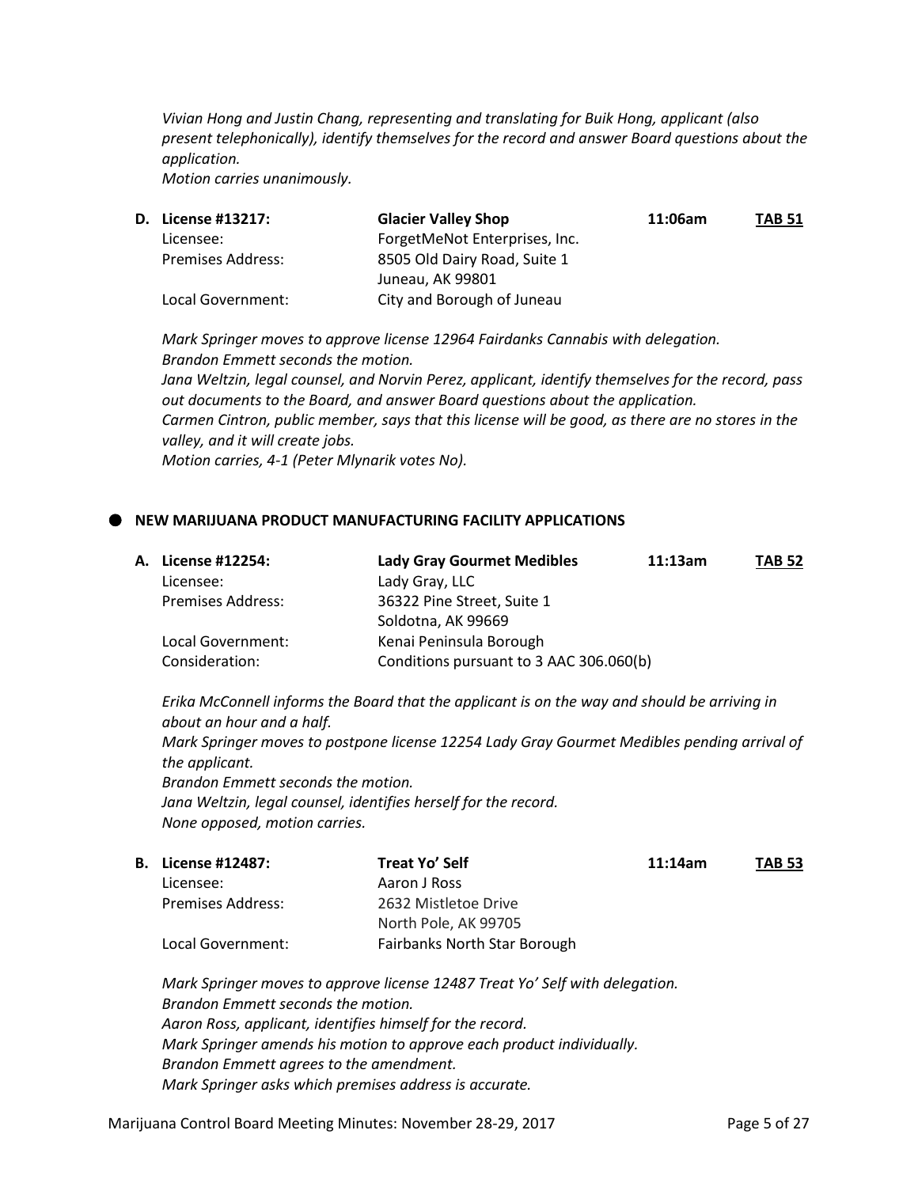*Vivian Hong and Justin Chang, representing and translating for Buik Hong, applicant (also present telephonically), identify themselves for the record and answer Board questions about the application.*
*Motion carries unanimously.*

**D. License #13217:** **Glacier Valley Shop** **11:06am** **TAB 51**
Licensee: ForgetMeNot Enterprises, Inc.
Premises Address: 8505 Old Dairy Road, Suite 1
Juneau, AK 99801
Local Government: City and Borough of Juneau

*Mark Springer moves to approve license 12964 Fairdanks Cannabis with delegation.*
*Brandon Emmett seconds the motion.*
*Jana Weltzin, legal counsel, and Norvin Perez, applicant, identify themselves for the record, pass out documents to the Board, and answer Board questions about the application.*
*Carmen Cintron, public member, says that this license will be good, as there are no stores in the valley, and it will create jobs.*
*Motion carries, 4-1 (Peter Mlynarik votes No).*

## NEW MARIJUANA PRODUCT MANUFACTURING FACILITY APPLICATIONS

**A. License #12254:** **Lady Gray Gourmet Medibles** **11:13am** **TAB 52**
Licensee: Lady Gray, LLC
Premises Address: 36322 Pine Street, Suite 1
Soldotna, AK 99669
Local Government: Kenai Peninsula Borough
Consideration: Conditions pursuant to 3 AAC 306.060(b)

*Erika McConnell informs the Board that the applicant is on the way and should be arriving in about an hour and a half.*
*Mark Springer moves to postpone license 12254 Lady Gray Gourmet Medibles pending arrival of the applicant.*
*Brandon Emmett seconds the motion.*
*Jana Weltzin, legal counsel, identifies herself for the record.*
*None opposed, motion carries.*

**B. License #12487:** **Treat Yo' Self** **11:14am** **TAB 53**
Licensee: Aaron J Ross
Premises Address: 2632 Mistletoe Drive
North Pole, AK 99705
Local Government: Fairbanks North Star Borough

*Mark Springer moves to approve license 12487 Treat Yo' Self with delegation.*
*Brandon Emmett seconds the motion.*
*Aaron Ross, applicant, identifies himself for the record.*
*Mark Springer amends his motion to approve each product individually.*
*Brandon Emmett agrees to the amendment.*
*Mark Springer asks which premises address is accurate.*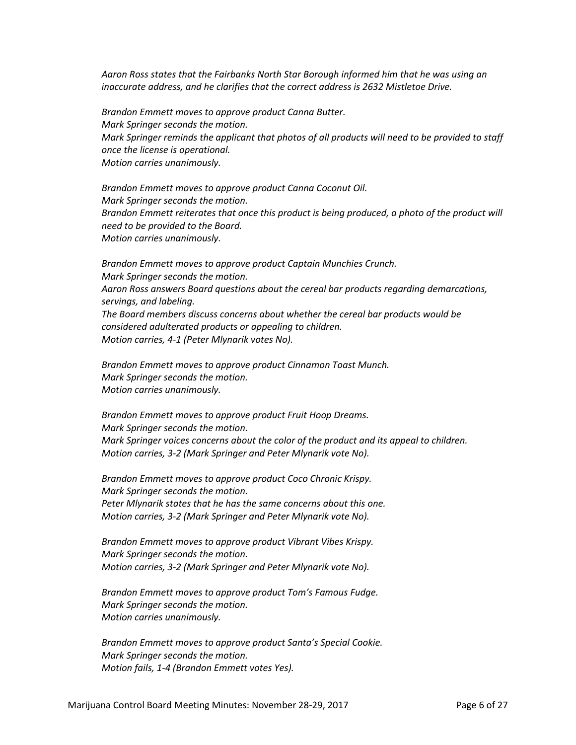*Aaron Ross states that the Fairbanks North Star Borough informed him that he was using an inaccurate address, and he clarifies that the correct address is 2632 Mistletoe Drive.*

*Brandon Emmett moves to approve product Canna Butter.*
*Mark Springer seconds the motion.*
*Mark Springer reminds the applicant that photos of all products will need to be provided to staff once the license is operational.*
*Motion carries unanimously.*

*Brandon Emmett moves to approve product Canna Coconut Oil.*
*Mark Springer seconds the motion.*
*Brandon Emmett reiterates that once this product is being produced, a photo of the product will need to be provided to the Board.*
*Motion carries unanimously.*

*Brandon Emmett moves to approve product Captain Munchies Crunch.*
*Mark Springer seconds the motion.*
*Aaron Ross answers Board questions about the cereal bar products regarding demarcations, servings, and labeling.*
*The Board members discuss concerns about whether the cereal bar products would be considered adulterated products or appealing to children.*
*Motion carries, 4-1 (Peter Mlynarik votes No).*

*Brandon Emmett moves to approve product Cinnamon Toast Munch.*
*Mark Springer seconds the motion.*
*Motion carries unanimously.*

*Brandon Emmett moves to approve product Fruit Hoop Dreams.*
*Mark Springer seconds the motion.*
*Mark Springer voices concerns about the color of the product and its appeal to children.*
*Motion carries, 3-2 (Mark Springer and Peter Mlynarik vote No).*

*Brandon Emmett moves to approve product Coco Chronic Krispy.*
*Mark Springer seconds the motion.*
*Peter Mlynarik states that he has the same concerns about this one.*
*Motion carries, 3-2 (Mark Springer and Peter Mlynarik vote No).*

*Brandon Emmett moves to approve product Vibrant Vibes Krispy.*
*Mark Springer seconds the motion.*
*Motion carries, 3-2 (Mark Springer and Peter Mlynarik vote No).*

*Brandon Emmett moves to approve product Tom's Famous Fudge.*
*Mark Springer seconds the motion.*
*Motion carries unanimously.*

*Brandon Emmett moves to approve product Santa's Special Cookie.*
*Mark Springer seconds the motion.*
*Motion fails, 1-4 (Brandon Emmett votes Yes).*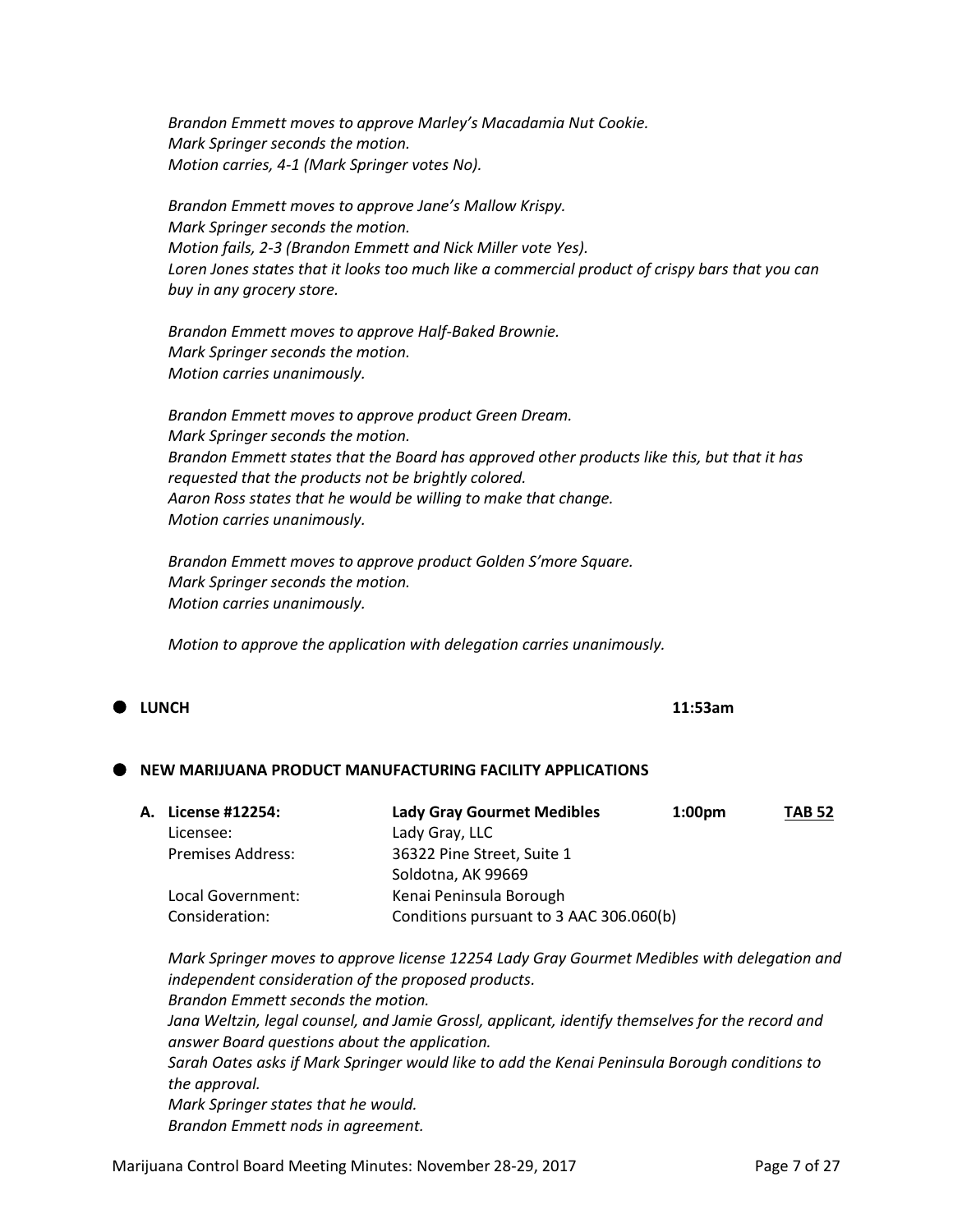*Brandon Emmett moves to approve Marley's Macadamia Nut Cookie.*
*Mark Springer seconds the motion.*
*Motion carries, 4-1 (Mark Springer votes No).*

*Brandon Emmett moves to approve Jane's Mallow Krispy.*
*Mark Springer seconds the motion.*
*Motion fails, 2-3 (Brandon Emmett and Nick Miller vote Yes).*
*Loren Jones states that it looks too much like a commercial product of crispy bars that you can buy in any grocery store.*

*Brandon Emmett moves to approve Half-Baked Brownie.*
*Mark Springer seconds the motion.*
*Motion carries unanimously.*

*Brandon Emmett moves to approve product Green Dream.*
*Mark Springer seconds the motion.*
*Brandon Emmett states that the Board has approved other products like this, but that it has requested that the products not be brightly colored.*
*Aaron Ross states that he would be willing to make that change.*
*Motion carries unanimously.*

*Brandon Emmett moves to approve product Golden S'more Square.*
*Mark Springer seconds the motion.*
*Motion carries unanimously.*

*Motion to approve the application with delegation carries unanimously.*

- **LUNCH** **11:53am**

- **NEW MARIJUANA PRODUCT MANUFACTURING FACILITY APPLICATIONS**

**A. License #12254:** **Lady Gray Gourmet Medibles** **1:00pm** **TAB 52**

| | |
|---|---|
| Licensee: | Lady Gray, LLC |
| Premises Address: | 36322 Pine Street, Suite 1<br>Soldotna, AK 99669 |
| Local Government: | Kenai Peninsula Borough |
| Consideration: | Conditions pursuant to 3 AAC 306.060(b) |

*Mark Springer moves to approve license 12254 Lady Gray Gourmet Medibles with delegation and independent consideration of the proposed products.*
*Brandon Emmett seconds the motion.*
*Jana Weltzin, legal counsel, and Jamie Grossl, applicant, identify themselves for the record and answer Board questions about the application.*
*Sarah Oates asks if Mark Springer would like to add the Kenai Peninsula Borough conditions to the approval.*
*Mark Springer states that he would.*
*Brandon Emmett nods in agreement.*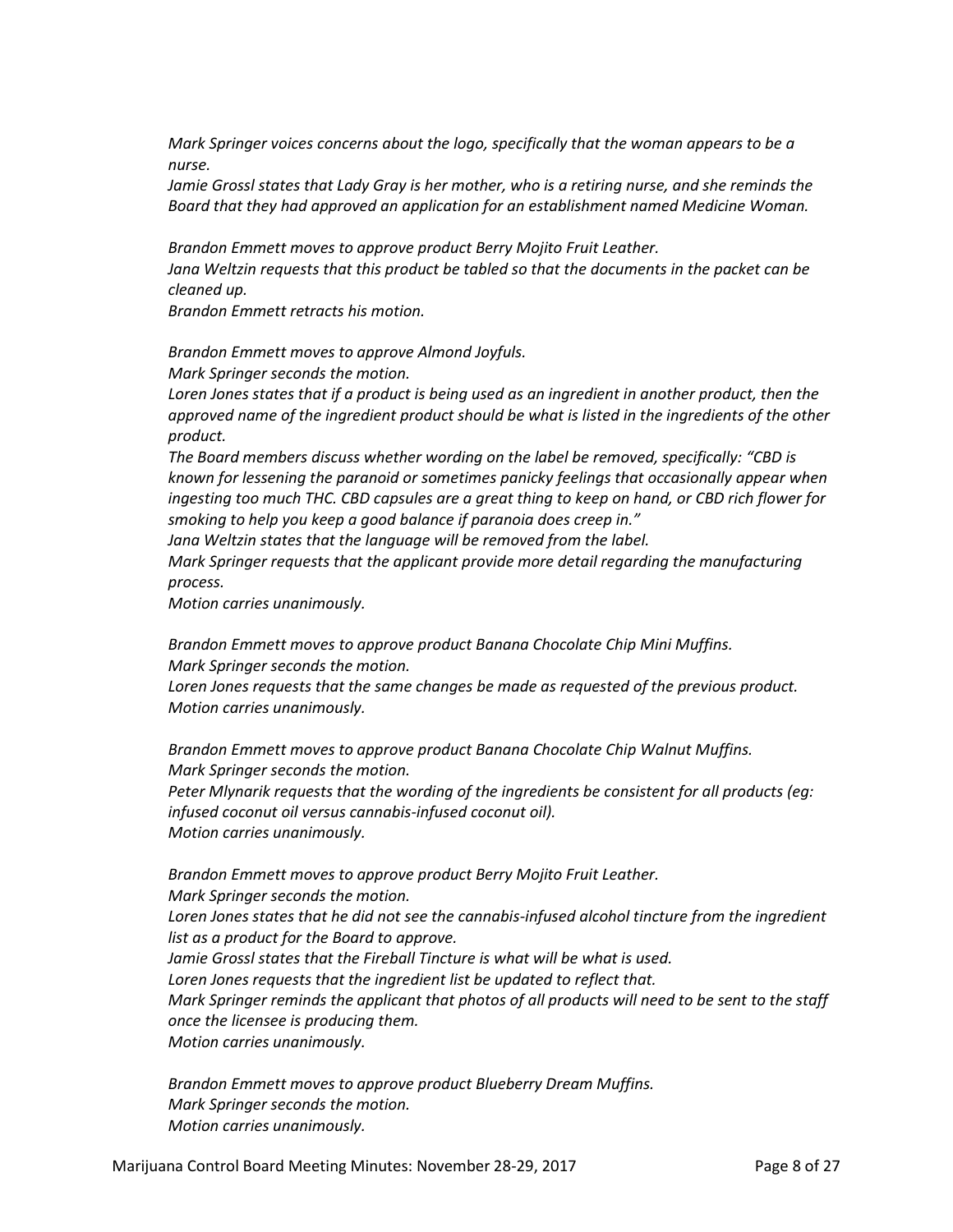*Mark Springer voices concerns about the logo, specifically that the woman appears to be a nurse.*
*Jamie Grossl states that Lady Gray is her mother, who is a retiring nurse, and she reminds the Board that they had approved an application for an establishment named Medicine Woman.*

*Brandon Emmett moves to approve product Berry Mojito Fruit Leather.*
*Jana Weltzin requests that this product be tabled so that the documents in the packet can be cleaned up.*
*Brandon Emmett retracts his motion.*

*Brandon Emmett moves to approve Almond Joyfuls.*
*Mark Springer seconds the motion.*
*Loren Jones states that if a product is being used as an ingredient in another product, then the approved name of the ingredient product should be what is listed in the ingredients of the other product.*
*The Board members discuss whether wording on the label be removed, specifically: "CBD is known for lessening the paranoid or sometimes panicky feelings that occasionally appear when ingesting too much THC. CBD capsules are a great thing to keep on hand, or CBD rich flower for smoking to help you keep a good balance if paranoia does creep in."*
*Jana Weltzin states that the language will be removed from the label.*
*Mark Springer requests that the applicant provide more detail regarding the manufacturing process.*
*Motion carries unanimously.*

*Brandon Emmett moves to approve product Banana Chocolate Chip Mini Muffins.*
*Mark Springer seconds the motion.*
*Loren Jones requests that the same changes be made as requested of the previous product.*
*Motion carries unanimously.*

*Brandon Emmett moves to approve product Banana Chocolate Chip Walnut Muffins.*
*Mark Springer seconds the motion.*
*Peter Mlynarik requests that the wording of the ingredients be consistent for all products (eg: infused coconut oil versus cannabis-infused coconut oil).*
*Motion carries unanimously.*

*Brandon Emmett moves to approve product Berry Mojito Fruit Leather.*
*Mark Springer seconds the motion.*
*Loren Jones states that he did not see the cannabis-infused alcohol tincture from the ingredient list as a product for the Board to approve.*
*Jamie Grossl states that the Fireball Tincture is what will be what is used.*
*Loren Jones requests that the ingredient list be updated to reflect that.*
*Mark Springer reminds the applicant that photos of all products will need to be sent to the staff once the licensee is producing them.*
*Motion carries unanimously.*

*Brandon Emmett moves to approve product Blueberry Dream Muffins.*
*Mark Springer seconds the motion.*
*Motion carries unanimously.*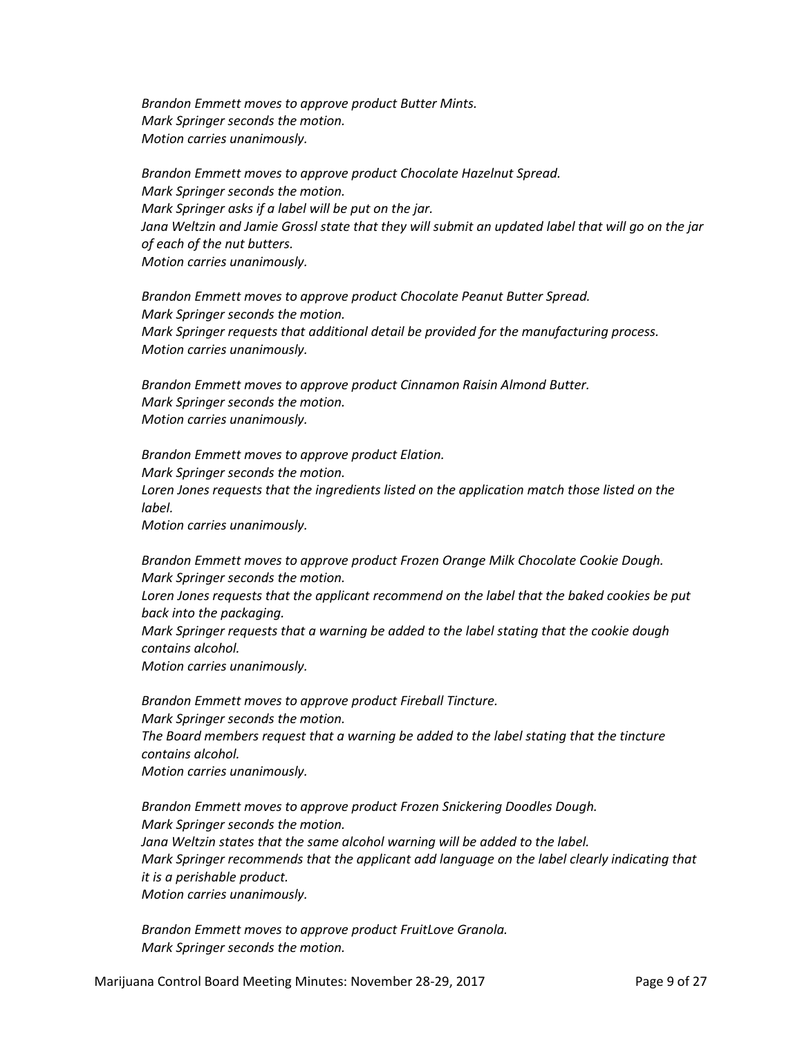*Brandon Emmett moves to approve product Butter Mints.*
*Mark Springer seconds the motion.*
*Motion carries unanimously.*

*Brandon Emmett moves to approve product Chocolate Hazelnut Spread.*
*Mark Springer seconds the motion.*
*Mark Springer asks if a label will be put on the jar.*
*Jana Weltzin and Jamie Grossl state that they will submit an updated label that will go on the jar of each of the nut butters.*
*Motion carries unanimously.*

*Brandon Emmett moves to approve product Chocolate Peanut Butter Spread.*
*Mark Springer seconds the motion.*
*Mark Springer requests that additional detail be provided for the manufacturing process.*
*Motion carries unanimously.*

*Brandon Emmett moves to approve product Cinnamon Raisin Almond Butter.*
*Mark Springer seconds the motion.*
*Motion carries unanimously.*

*Brandon Emmett moves to approve product Elation.*
*Mark Springer seconds the motion.*
*Loren Jones requests that the ingredients listed on the application match those listed on the label.*
*Motion carries unanimously.*

*Brandon Emmett moves to approve product Frozen Orange Milk Chocolate Cookie Dough.*
*Mark Springer seconds the motion.*
*Loren Jones requests that the applicant recommend on the label that the baked cookies be put back into the packaging.*
*Mark Springer requests that a warning be added to the label stating that the cookie dough contains alcohol.*
*Motion carries unanimously.*

*Brandon Emmett moves to approve product Fireball Tincture.*
*Mark Springer seconds the motion.*
*The Board members request that a warning be added to the label stating that the tincture contains alcohol.*
*Motion carries unanimously.*

*Brandon Emmett moves to approve product Frozen Snickering Doodles Dough.*
*Mark Springer seconds the motion.*
*Jana Weltzin states that the same alcohol warning will be added to the label.*
*Mark Springer recommends that the applicant add language on the label clearly indicating that it is a perishable product.*
*Motion carries unanimously.*

*Brandon Emmett moves to approve product FruitLove Granola.*
*Mark Springer seconds the motion.*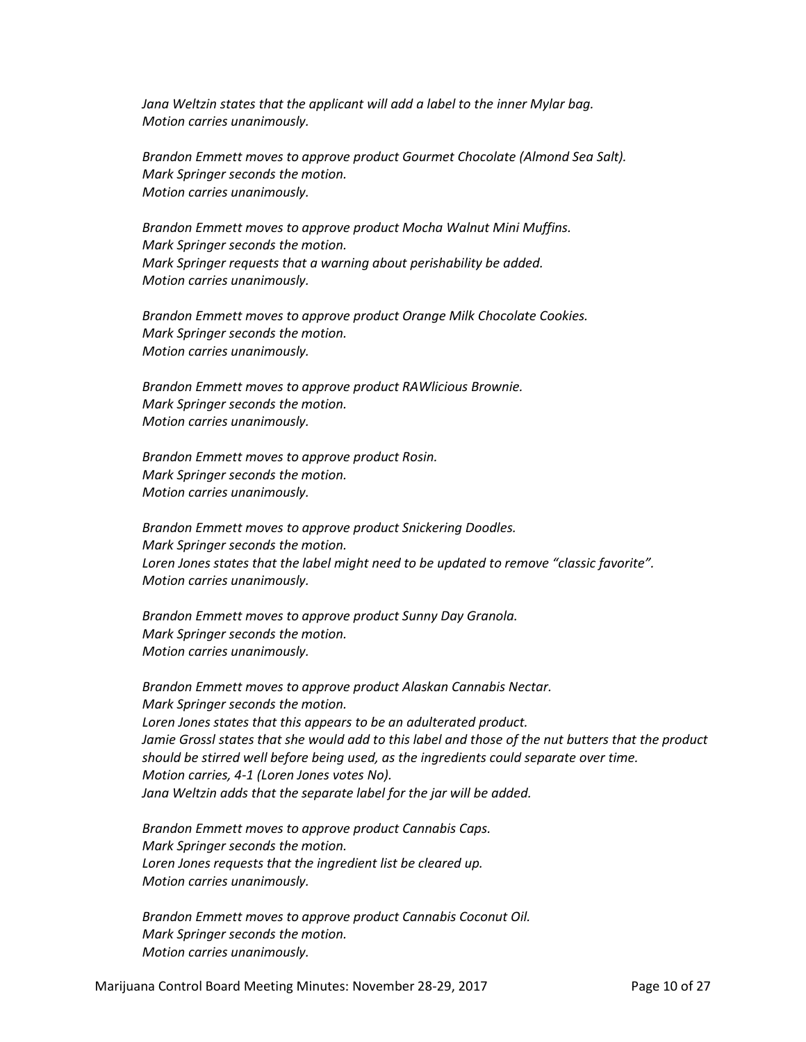*Jana Weltzin states that the applicant will add a label to the inner Mylar bag.*
*Motion carries unanimously.*

*Brandon Emmett moves to approve product Gourmet Chocolate (Almond Sea Salt).*
*Mark Springer seconds the motion.*
*Motion carries unanimously.*

*Brandon Emmett moves to approve product Mocha Walnut Mini Muffins.*
*Mark Springer seconds the motion.*
*Mark Springer requests that a warning about perishability be added.*
*Motion carries unanimously.*

*Brandon Emmett moves to approve product Orange Milk Chocolate Cookies.*
*Mark Springer seconds the motion.*
*Motion carries unanimously.*

*Brandon Emmett moves to approve product RAWlicious Brownie.*
*Mark Springer seconds the motion.*
*Motion carries unanimously.*

*Brandon Emmett moves to approve product Rosin.*
*Mark Springer seconds the motion.*
*Motion carries unanimously.*

*Brandon Emmett moves to approve product Snickering Doodles.*
*Mark Springer seconds the motion.*
*Loren Jones states that the label might need to be updated to remove "classic favorite".*
*Motion carries unanimously.*

*Brandon Emmett moves to approve product Sunny Day Granola.*
*Mark Springer seconds the motion.*
*Motion carries unanimously.*

*Brandon Emmett moves to approve product Alaskan Cannabis Nectar.*
*Mark Springer seconds the motion.*
*Loren Jones states that this appears to be an adulterated product.*
*Jamie Grossl states that she would add to this label and those of the nut butters that the product should be stirred well before being used, as the ingredients could separate over time.*
*Motion carries, 4-1 (Loren Jones votes No).*
*Jana Weltzin adds that the separate label for the jar will be added.*

*Brandon Emmett moves to approve product Cannabis Caps.*
*Mark Springer seconds the motion.*
*Loren Jones requests that the ingredient list be cleared up.*
*Motion carries unanimously.*

*Brandon Emmett moves to approve product Cannabis Coconut Oil.*
*Mark Springer seconds the motion.*
*Motion carries unanimously.*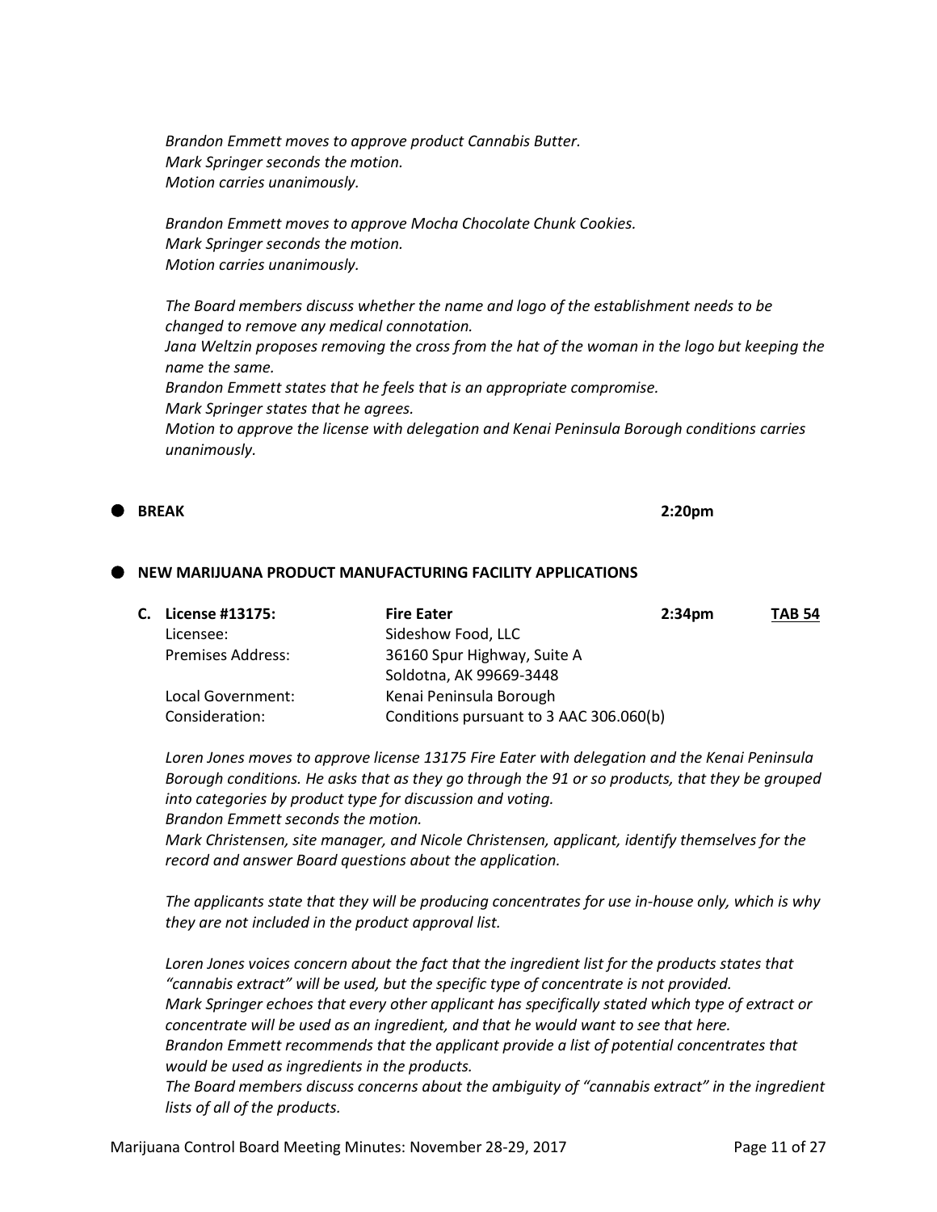*Brandon Emmett moves to approve product Cannabis Butter.*
*Mark Springer seconds the motion.*
*Motion carries unanimously.*

*Brandon Emmett moves to approve Mocha Chocolate Chunk Cookies.*
*Mark Springer seconds the motion.*
*Motion carries unanimously.*

*The Board members discuss whether the name and logo of the establishment needs to be changed to remove any medical connotation.*
*Jana Weltzin proposes removing the cross from the hat of the woman in the logo but keeping the name the same.*
*Brandon Emmett states that he feels that is an appropriate compromise.*
*Mark Springer states that he agrees.*
*Motion to approve the license with delegation and Kenai Peninsula Borough conditions carries unanimously.*

- **BREAK** **2:20pm**

- **NEW MARIJUANA PRODUCT MANUFACTURING FACILITY APPLICATIONS**

| | | | |
|---|---|---|---|
| **C. License #13175:** | **Fire Eater** | **2:34pm** | **TAB 54** |
| Licensee: | Sideshow Food, LLC | | |
| Premises Address: | 36160 Spur Highway, Suite A<br>Soldotna, AK 99669-3448 | | |
| Local Government: | Kenai Peninsula Borough | | |
| Consideration: | Conditions pursuant to 3 AAC 306.060(b) | | |

*Loren Jones moves to approve license 13175 Fire Eater with delegation and the Kenai Peninsula Borough conditions. He asks that as they go through the 91 or so products, that they be grouped into categories by product type for discussion and voting.*
*Brandon Emmett seconds the motion.*
*Mark Christensen, site manager, and Nicole Christensen, applicant, identify themselves for the record and answer Board questions about the application.*

*The applicants state that they will be producing concentrates for use in-house only, which is why they are not included in the product approval list.*

*Loren Jones voices concern about the fact that the ingredient list for the products states that "cannabis extract" will be used, but the specific type of concentrate is not provided.*
*Mark Springer echoes that every other applicant has specifically stated which type of extract or concentrate will be used as an ingredient, and that he would want to see that here.*
*Brandon Emmett recommends that the applicant provide a list of potential concentrates that would be used as ingredients in the products.*
*The Board members discuss concerns about the ambiguity of "cannabis extract" in the ingredient lists of all of the products.*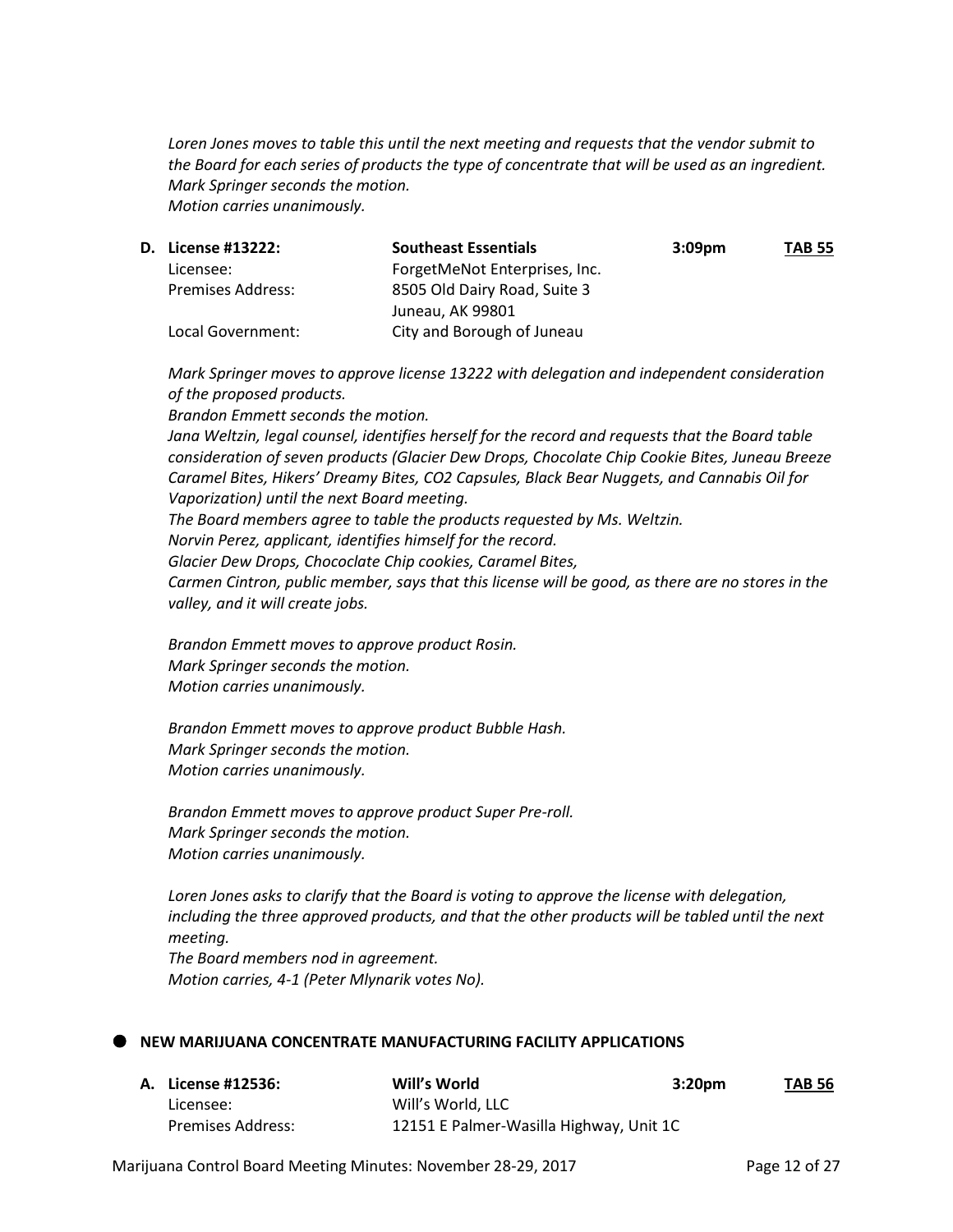*Loren Jones moves to table this until the next meeting and requests that the vendor submit to the Board for each series of products the type of concentrate that will be used as an ingredient.*
*Mark Springer seconds the motion.*
*Motion carries unanimously.*

**D. License #13222:** **Southeast Essentials** **3:09pm** **TAB 55**

| | |
|---|---|
| Licensee: | ForgetMeNot Enterprises, Inc. |
| Premises Address: | 8505 Old Dairy Road, Suite 3<br>Juneau, AK 99801 |
| Local Government: | City and Borough of Juneau |

*Mark Springer moves to approve license 13222 with delegation and independent consideration of the proposed products.*
*Brandon Emmett seconds the motion.*
*Jana Weltzin, legal counsel, identifies herself for the record and requests that the Board table consideration of seven products (Glacier Dew Drops, Chocolate Chip Cookie Bites, Juneau Breeze Caramel Bites, Hikers' Dreamy Bites, CO2 Capsules, Black Bear Nuggets, and Cannabis Oil for Vaporization) until the next Board meeting.*
*The Board members agree to table the products requested by Ms. Weltzin.*
*Norvin Perez, applicant, identifies himself for the record.*
*Glacier Dew Drops, Chococlate Chip cookies, Caramel Bites,*
*Carmen Cintron, public member, says that this license will be good, as there are no stores in the valley, and it will create jobs.*

*Brandon Emmett moves to approve product Rosin.*
*Mark Springer seconds the motion.*
*Motion carries unanimously.*

*Brandon Emmett moves to approve product Bubble Hash.*
*Mark Springer seconds the motion.*
*Motion carries unanimously.*

*Brandon Emmett moves to approve product Super Pre-roll.*
*Mark Springer seconds the motion.*
*Motion carries unanimously.*

*Loren Jones asks to clarify that the Board is voting to approve the license with delegation, including the three approved products, and that the other products will be tabled until the next meeting.*
*The Board members nod in agreement.*
*Motion carries, 4-1 (Peter Mlynarik votes No).*

- **NEW MARIJUANA CONCENTRATE MANUFACTURING FACILITY APPLICATIONS**

**A. License #12536:** **Will's World** **3:20pm** **TAB 56**

| | |
|---|---|
| Licensee: | Will's World, LLC |
| Premises Address: | 12151 E Palmer-Wasilla Highway, Unit 1C |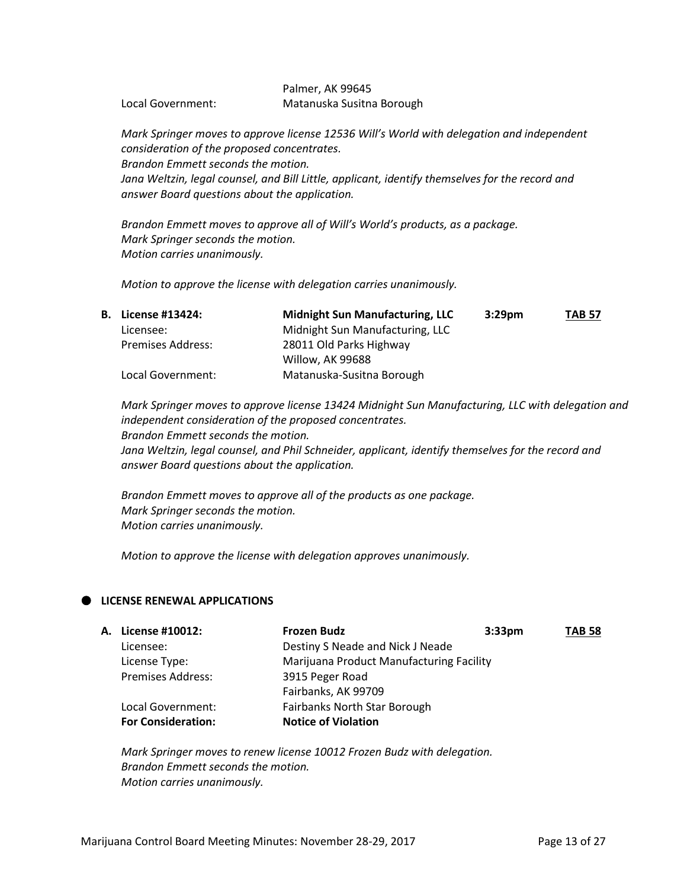Palmer, AK 99645

Local Government: Matanuska Susitna Borough

*Mark Springer moves to approve license 12536 Will's World with delegation and independent consideration of the proposed concentrates.*
*Brandon Emmett seconds the motion.*
*Jana Weltzin, legal counsel, and Bill Little, applicant, identify themselves for the record and answer Board questions about the application.*

*Brandon Emmett moves to approve all of Will's World's products, as a package.*
*Mark Springer seconds the motion.*
*Motion carries unanimously.*

*Motion to approve the license with delegation carries unanimously.*

**B. License #13424:** **Midnight Sun Manufacturing, LLC** **3:29pm** **TAB 57**

Licensee: Midnight Sun Manufacturing, LLC
Premises Address: 28011 Old Parks Highway
Willow, AK 99688
Local Government: Matanuska-Susitna Borough

*Mark Springer moves to approve license 13424 Midnight Sun Manufacturing, LLC with delegation and independent consideration of the proposed concentrates.*
*Brandon Emmett seconds the motion.*
*Jana Weltzin, legal counsel, and Phil Schneider, applicant, identify themselves for the record and answer Board questions about the application.*

*Brandon Emmett moves to approve all of the products as one package.*
*Mark Springer seconds the motion.*
*Motion carries unanimously.*

*Motion to approve the license with delegation approves unanimously.*

## LICENSE RENEWAL APPLICATIONS

**A. License #10012:** **Frozen Budz** **3:33pm** **TAB 58**

Licensee: Destiny S Neade and Nick J Neade
License Type: Marijuana Product Manufacturing Facility
Premises Address: 3915 Peger Road
Fairbanks, AK 99709
Local Government: Fairbanks North Star Borough
**For Consideration:** **Notice of Violation**

*Mark Springer moves to renew license 10012 Frozen Budz with delegation.*
*Brandon Emmett seconds the motion.*
*Motion carries unanimously.*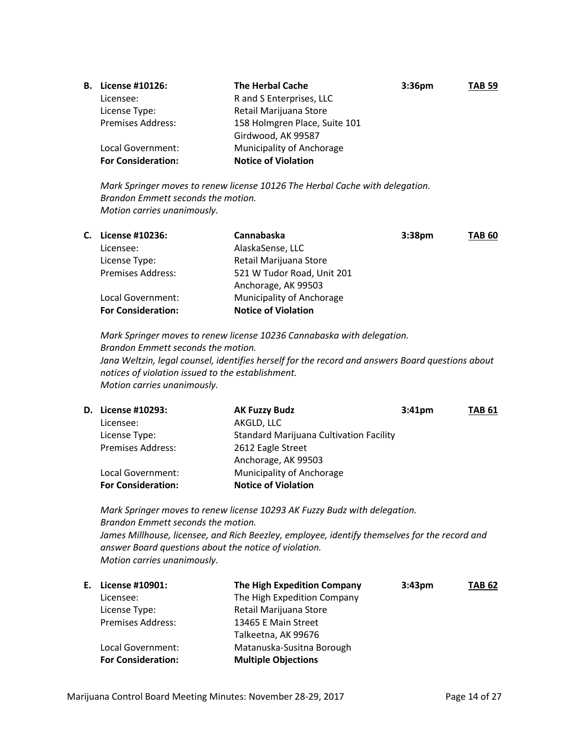**B. License #10126:** **The Herbal Cache** **3:36pm** **TAB 59**

Licensee: R and S Enterprises, LLC
License Type: Retail Marijuana Store
Premises Address: 158 Holmgren Place, Suite 101
Girdwood, AK 99587
Local Government: Municipality of Anchorage
**For Consideration:** **Notice of Violation**

*Mark Springer moves to renew license 10126 The Herbal Cache with delegation.*
*Brandon Emmett seconds the motion.*
*Motion carries unanimously.*

**C. License #10236:** **Cannabaska** **3:38pm** **TAB 60**

Licensee: AlaskaSense, LLC
License Type: Retail Marijuana Store
Premises Address: 521 W Tudor Road, Unit 201
Anchorage, AK 99503
Local Government: Municipality of Anchorage
**For Consideration:** **Notice of Violation**

*Mark Springer moves to renew license 10236 Cannabaska with delegation.*
*Brandon Emmett seconds the motion.*
*Jana Weltzin, legal counsel, identifies herself for the record and answers Board questions about notices of violation issued to the establishment.*
*Motion carries unanimously.*

**D. License #10293:** **AK Fuzzy Budz** **3:41pm** **TAB 61**

Licensee: AKGLD, LLC
License Type: Standard Marijuana Cultivation Facility
Premises Address: 2612 Eagle Street
Anchorage, AK 99503
Local Government: Municipality of Anchorage
**For Consideration:** **Notice of Violation**

*Mark Springer moves to renew license 10293 AK Fuzzy Budz with delegation.*
*Brandon Emmett seconds the motion.*
*James Millhouse, licensee, and Rich Beezley, employee, identify themselves for the record and answer Board questions about the notice of violation.*
*Motion carries unanimously.*

**E. License #10901:** **The High Expedition Company** **3:43pm** **TAB 62**

Licensee: The High Expedition Company
License Type: Retail Marijuana Store
Premises Address: 13465 E Main Street
Talkeetna, AK 99676
Local Government: Matanuska-Susitna Borough
**For Consideration:** **Multiple Objections**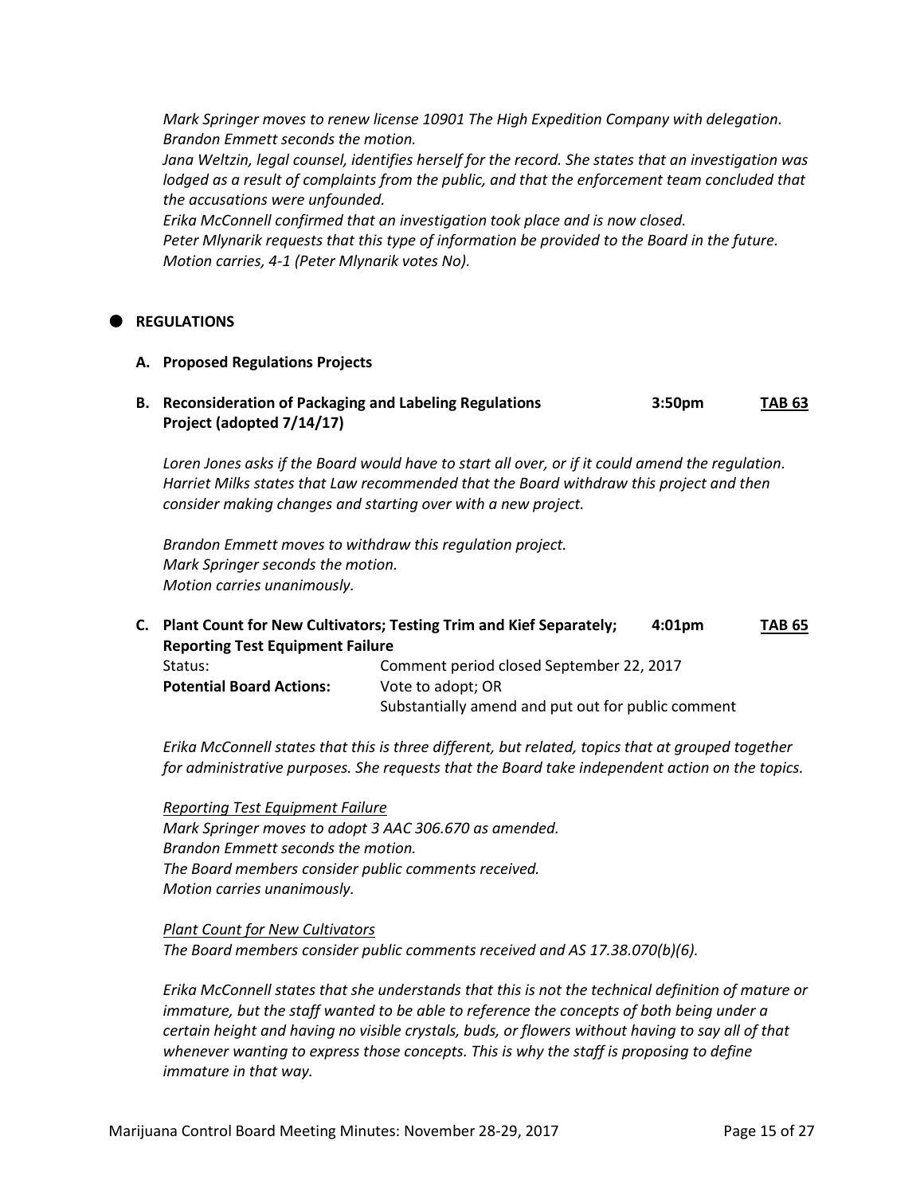*Mark Springer moves to renew license 10901 The High Expedition Company with delegation.*
*Brandon Emmett seconds the motion.*
*Jana Weltzin, legal counsel, identifies herself for the record. She states that an investigation was lodged as a result of complaints from the public, and that the enforcement team concluded that the accusations were unfounded.*
*Erika McConnell confirmed that an investigation took place and is now closed.*
*Peter Mlynarik requests that this type of information be provided to the Board in the future.*
*Motion carries, 4-1 (Peter Mlynarik votes No).*

## REGULATIONS

**A. Proposed Regulations Projects**

**B. Reconsideration of Packaging and Labeling Regulations Project (adopted 7/14/17)** **3:50pm** **TAB 63**

*Loren Jones asks if the Board would have to start all over, or if it could amend the regulation. Harriet Milks states that Law recommended that the Board withdraw this project and then consider making changes and starting over with a new project.*

*Brandon Emmett moves to withdraw this regulation project.*
*Mark Springer seconds the motion.*
*Motion carries unanimously.*

**C. Plant Count for New Cultivators; Testing Trim and Kief Separately; Reporting Test Equipment Failure** **4:01pm** **TAB 65**

| | |
|---|---|
| Status: | Comment period closed September 22, 2017 |
| **Potential Board Actions:** | Vote to adopt; OR Substantially amend and put out for public comment |

*Erika McConnell states that this is three different, but related, topics that at grouped together for administrative purposes. She requests that the Board take independent action on the topics.*

*Reporting Test Equipment Failure*
*Mark Springer moves to adopt 3 AAC 306.670 as amended.*
*Brandon Emmett seconds the motion.*
*The Board members consider public comments received.*
*Motion carries unanimously.*

*Plant Count for New Cultivators*
*The Board members consider public comments received and AS 17.38.070(b)(6).*

*Erika McConnell states that she understands that this is not the technical definition of mature or immature, but the staff wanted to be able to reference the concepts of both being under a certain height and having no visible crystals, buds, or flowers without having to say all of that whenever wanting to express those concepts. This is why the staff is proposing to define immature in that way.*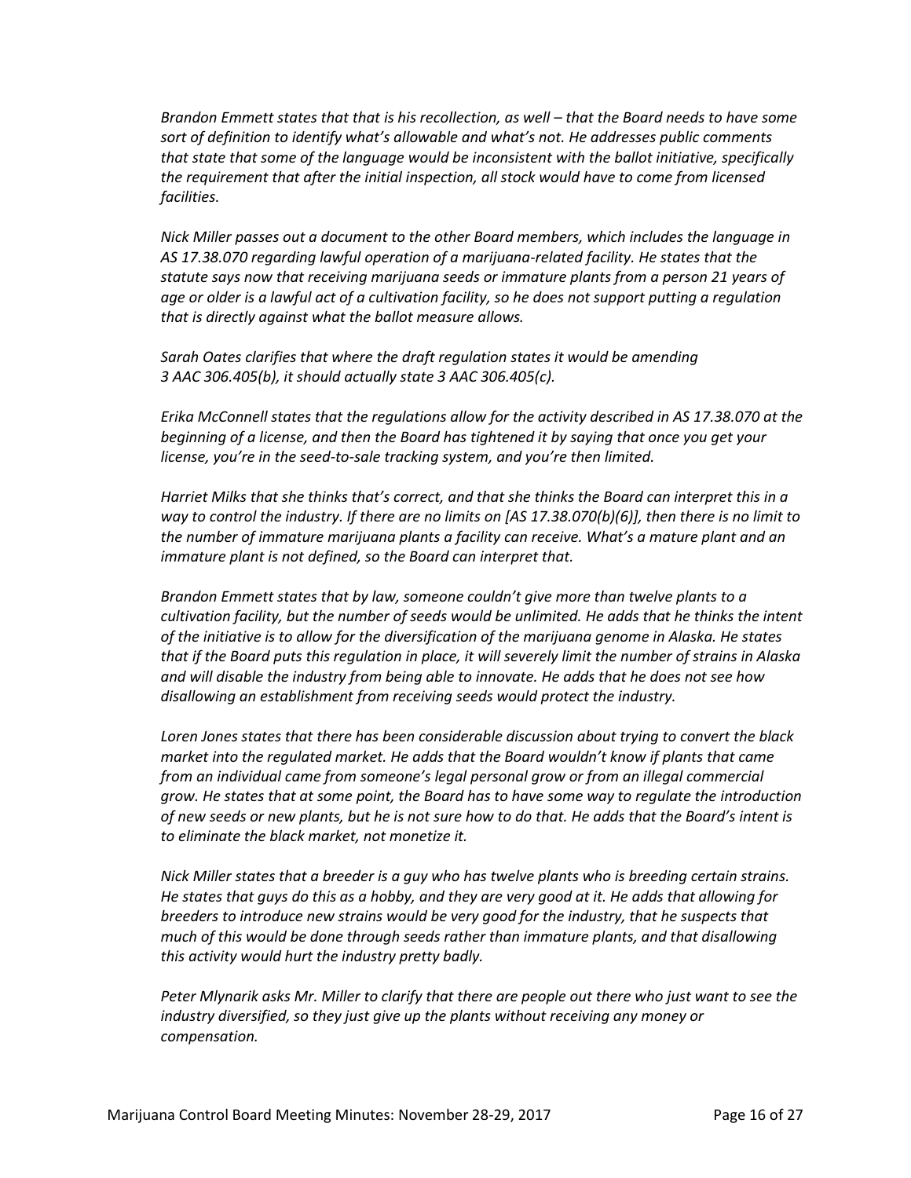*Brandon Emmett states that that is his recollection, as well – that the Board needs to have some sort of definition to identify what's allowable and what's not. He addresses public comments that state that some of the language would be inconsistent with the ballot initiative, specifically the requirement that after the initial inspection, all stock would have to come from licensed facilities.*

*Nick Miller passes out a document to the other Board members, which includes the language in AS 17.38.070 regarding lawful operation of a marijuana-related facility. He states that the statute says now that receiving marijuana seeds or immature plants from a person 21 years of age or older is a lawful act of a cultivation facility, so he does not support putting a regulation that is directly against what the ballot measure allows.*

*Sarah Oates clarifies that where the draft regulation states it would be amending 3 AAC 306.405(b), it should actually state 3 AAC 306.405(c).*

*Erika McConnell states that the regulations allow for the activity described in AS 17.38.070 at the beginning of a license, and then the Board has tightened it by saying that once you get your license, you're in the seed-to-sale tracking system, and you're then limited.*

*Harriet Milks that she thinks that's correct, and that she thinks the Board can interpret this in a way to control the industry. If there are no limits on [AS 17.38.070(b)(6)], then there is no limit to the number of immature marijuana plants a facility can receive. What's a mature plant and an immature plant is not defined, so the Board can interpret that.*

*Brandon Emmett states that by law, someone couldn't give more than twelve plants to a cultivation facility, but the number of seeds would be unlimited. He adds that he thinks the intent of the initiative is to allow for the diversification of the marijuana genome in Alaska. He states that if the Board puts this regulation in place, it will severely limit the number of strains in Alaska and will disable the industry from being able to innovate. He adds that he does not see how disallowing an establishment from receiving seeds would protect the industry.*

*Loren Jones states that there has been considerable discussion about trying to convert the black market into the regulated market. He adds that the Board wouldn't know if plants that came from an individual came from someone's legal personal grow or from an illegal commercial grow. He states that at some point, the Board has to have some way to regulate the introduction of new seeds or new plants, but he is not sure how to do that. He adds that the Board's intent is to eliminate the black market, not monetize it.*

*Nick Miller states that a breeder is a guy who has twelve plants who is breeding certain strains. He states that guys do this as a hobby, and they are very good at it. He adds that allowing for breeders to introduce new strains would be very good for the industry, that he suspects that much of this would be done through seeds rather than immature plants, and that disallowing this activity would hurt the industry pretty badly.*

*Peter Mlynarik asks Mr. Miller to clarify that there are people out there who just want to see the industry diversified, so they just give up the plants without receiving any money or compensation.*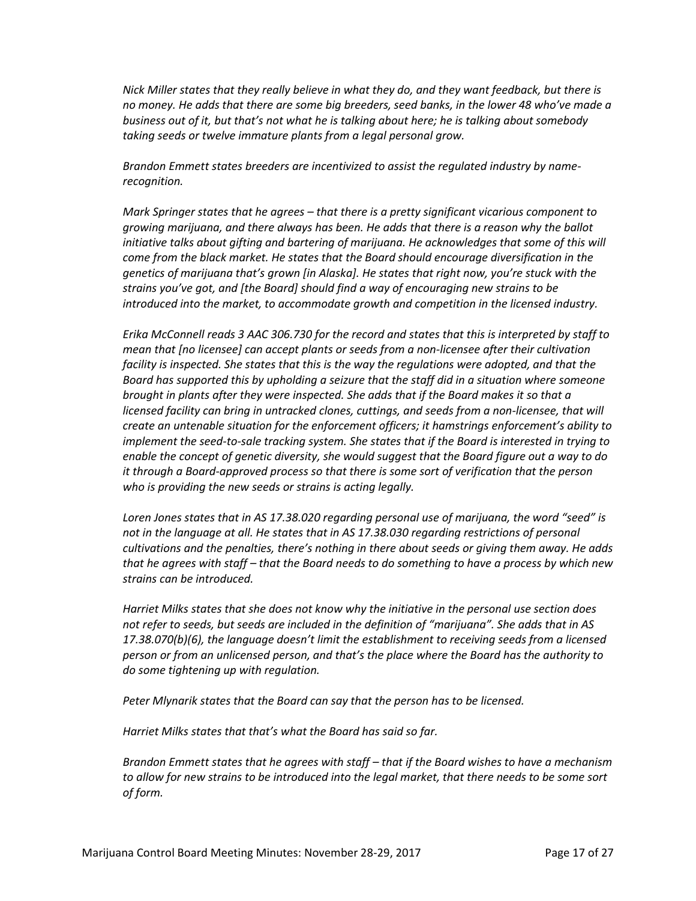*Nick Miller states that they really believe in what they do, and they want feedback, but there is no money. He adds that there are some big breeders, seed banks, in the lower 48 who've made a business out of it, but that's not what he is talking about here; he is talking about somebody taking seeds or twelve immature plants from a legal personal grow.*

*Brandon Emmett states breeders are incentivized to assist the regulated industry by name-recognition.*

*Mark Springer states that he agrees – that there is a pretty significant vicarious component to growing marijuana, and there always has been. He adds that there is a reason why the ballot initiative talks about gifting and bartering of marijuana. He acknowledges that some of this will come from the black market. He states that the Board should encourage diversification in the genetics of marijuana that's grown [in Alaska]. He states that right now, you're stuck with the strains you've got, and [the Board] should find a way of encouraging new strains to be introduced into the market, to accommodate growth and competition in the licensed industry.*

*Erika McConnell reads 3 AAC 306.730 for the record and states that this is interpreted by staff to mean that [no licensee] can accept plants or seeds from a non-licensee after their cultivation facility is inspected. She states that this is the way the regulations were adopted, and that the Board has supported this by upholding a seizure that the staff did in a situation where someone brought in plants after they were inspected. She adds that if the Board makes it so that a licensed facility can bring in untracked clones, cuttings, and seeds from a non-licensee, that will create an untenable situation for the enforcement officers; it hamstrings enforcement's ability to implement the seed-to-sale tracking system. She states that if the Board is interested in trying to enable the concept of genetic diversity, she would suggest that the Board figure out a way to do it through a Board-approved process so that there is some sort of verification that the person who is providing the new seeds or strains is acting legally.*

*Loren Jones states that in AS 17.38.020 regarding personal use of marijuana, the word "seed" is not in the language at all. He states that in AS 17.38.030 regarding restrictions of personal cultivations and the penalties, there's nothing in there about seeds or giving them away. He adds that he agrees with staff – that the Board needs to do something to have a process by which new strains can be introduced.*

*Harriet Milks states that she does not know why the initiative in the personal use section does not refer to seeds, but seeds are included in the definition of "marijuana". She adds that in AS 17.38.070(b)(6), the language doesn't limit the establishment to receiving seeds from a licensed person or from an unlicensed person, and that's the place where the Board has the authority to do some tightening up with regulation.*

*Peter Mlynarik states that the Board can say that the person has to be licensed.*

*Harriet Milks states that that's what the Board has said so far.*

*Brandon Emmett states that he agrees with staff – that if the Board wishes to have a mechanism to allow for new strains to be introduced into the legal market, that there needs to be some sort of form.*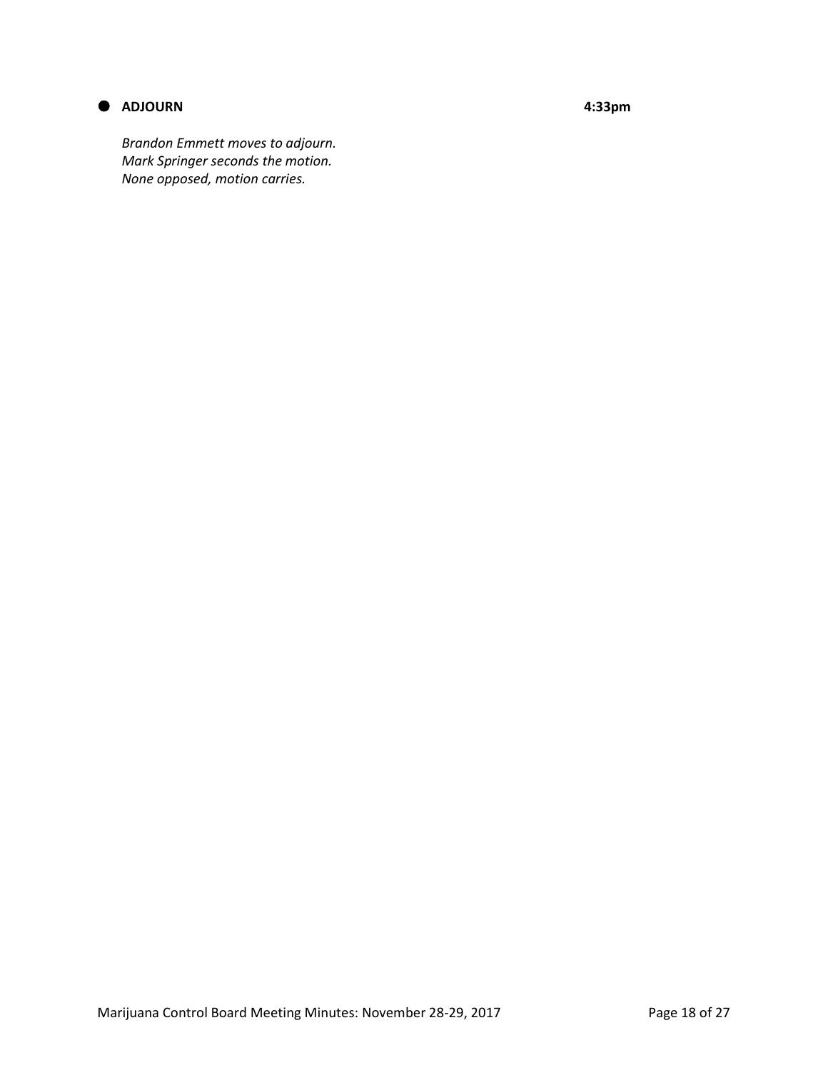- **ADJOURN** **4:33pm**

  *Brandon Emmett moves to adjourn.*
  *Mark Springer seconds the motion.*
  *None opposed, motion carries.*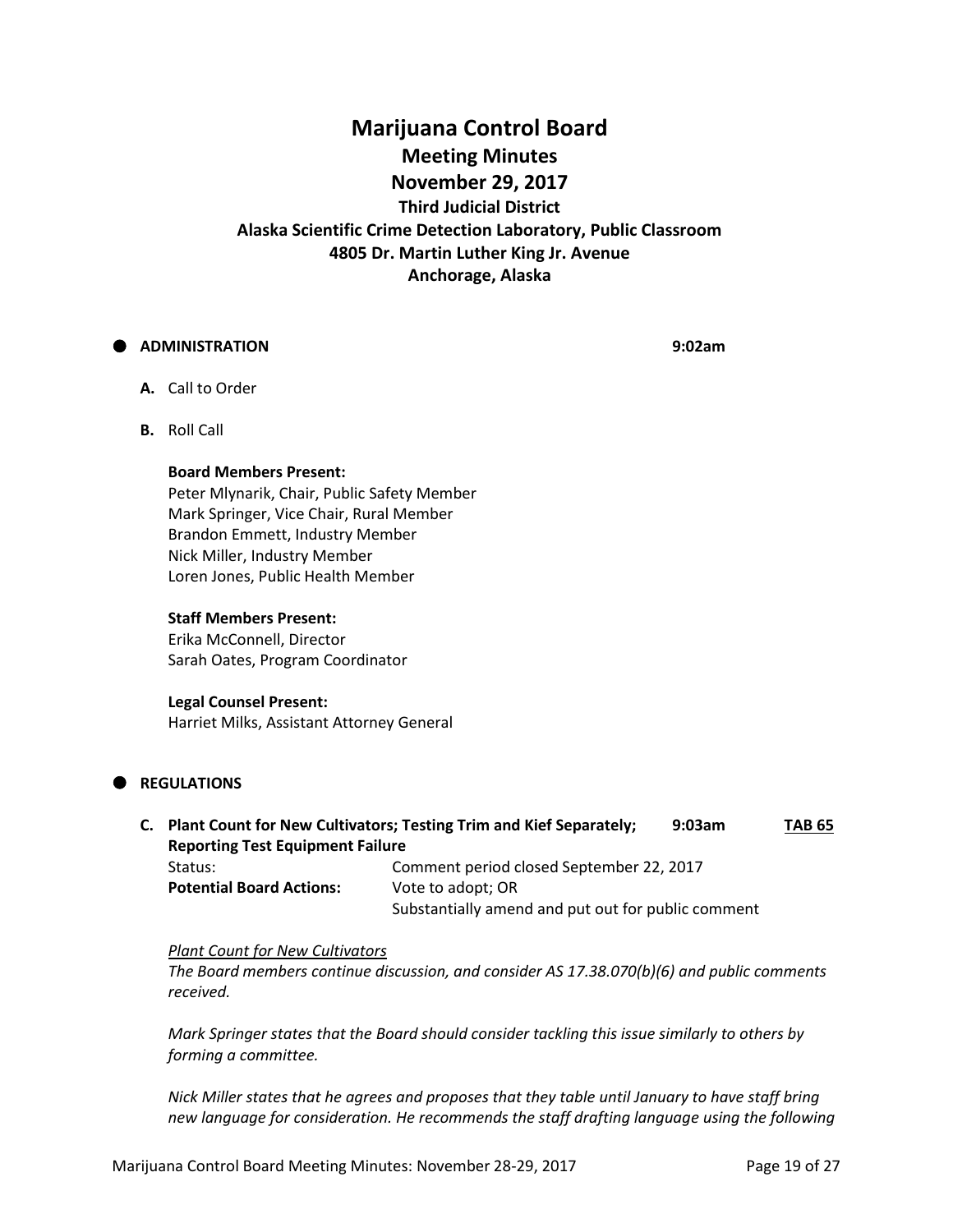# Marijuana Control Board

## Meeting Minutes

## November 29, 2017

### Third Judicial District

### Alaska Scientific Crime Detection Laboratory, Public Classroom

### 4805 Dr. Martin Luther King Jr. Avenue

### Anchorage, Alaska

- **ADMINISTRATION** **9:02am**

**A.** Call to Order

**B.** Roll Call

**Board Members Present:**
Peter Mlynarik, Chair, Public Safety Member
Mark Springer, Vice Chair, Rural Member
Brandon Emmett, Industry Member
Nick Miller, Industry Member
Loren Jones, Public Health Member

**Staff Members Present:**
Erika McConnell, Director
Sarah Oates, Program Coordinator

**Legal Counsel Present:**
Harriet Milks, Assistant Attorney General

- **REGULATIONS**

**C. Plant Count for New Cultivators; Testing Trim and Kief Separately; Reporting Test Equipment Failure** **9:03am** **TAB 65**

Status: Comment period closed September 22, 2017

**Potential Board Actions:** Vote to adopt; OR
Substantially amend and put out for public comment

*Plant Count for New Cultivators*
*The Board members continue discussion, and consider AS 17.38.070(b)(6) and public comments received.*

*Mark Springer states that the Board should consider tackling this issue similarly to others by forming a committee.*

*Nick Miller states that he agrees and proposes that they table until January to have staff bring new language for consideration. He recommends the staff drafting language using the following*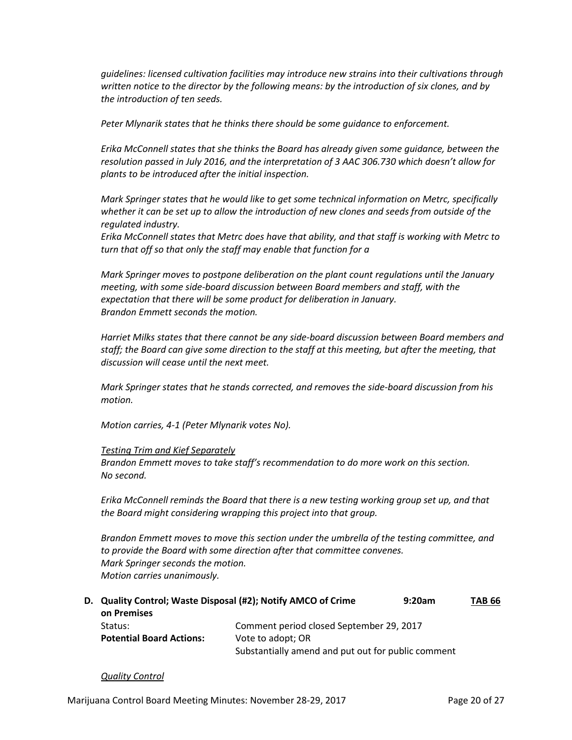*guidelines: licensed cultivation facilities may introduce new strains into their cultivations through written notice to the director by the following means: by the introduction of six clones, and by the introduction of ten seeds.*

*Peter Mlynarik states that he thinks there should be some guidance to enforcement.*

*Erika McConnell states that she thinks the Board has already given some guidance, between the resolution passed in July 2016, and the interpretation of 3 AAC 306.730 which doesn't allow for plants to be introduced after the initial inspection.*

*Mark Springer states that he would like to get some technical information on Metrc, specifically whether it can be set up to allow the introduction of new clones and seeds from outside of the regulated industry.*
*Erika McConnell states that Metrc does have that ability, and that staff is working with Metrc to turn that off so that only the staff may enable that function for a*

*Mark Springer moves to postpone deliberation on the plant count regulations until the January meeting, with some side-board discussion between Board members and staff, with the expectation that there will be some product for deliberation in January.*
*Brandon Emmett seconds the motion.*

*Harriet Milks states that there cannot be any side-board discussion between Board members and staff; the Board can give some direction to the staff at this meeting, but after the meeting, that discussion will cease until the next meet.*

*Mark Springer states that he stands corrected, and removes the side-board discussion from his motion.*

*Motion carries, 4-1 (Peter Mlynarik votes No).*

*<u>Testing Trim and Kief Separately</u>*
*Brandon Emmett moves to take staff's recommendation to do more work on this section.*
*No second.*

*Erika McConnell reminds the Board that there is a new testing working group set up, and that the Board might considering wrapping this project into that group.*

*Brandon Emmett moves to move this section under the umbrella of the testing committee, and to provide the Board with some direction after that committee convenes.*
*Mark Springer seconds the motion.*
*Motion carries unanimously.*

**D. Quality Control; Waste Disposal (#2); Notify AMCO of Crime on Premises** **9:20am** **<u>TAB 66</u>**

| | |
|---|---|
| Status: | Comment period closed September 29, 2017 |
| **Potential Board Actions:** | Vote to adopt; OR<br>Substantially amend and put out for public comment |

*<u>Quality Control</u>*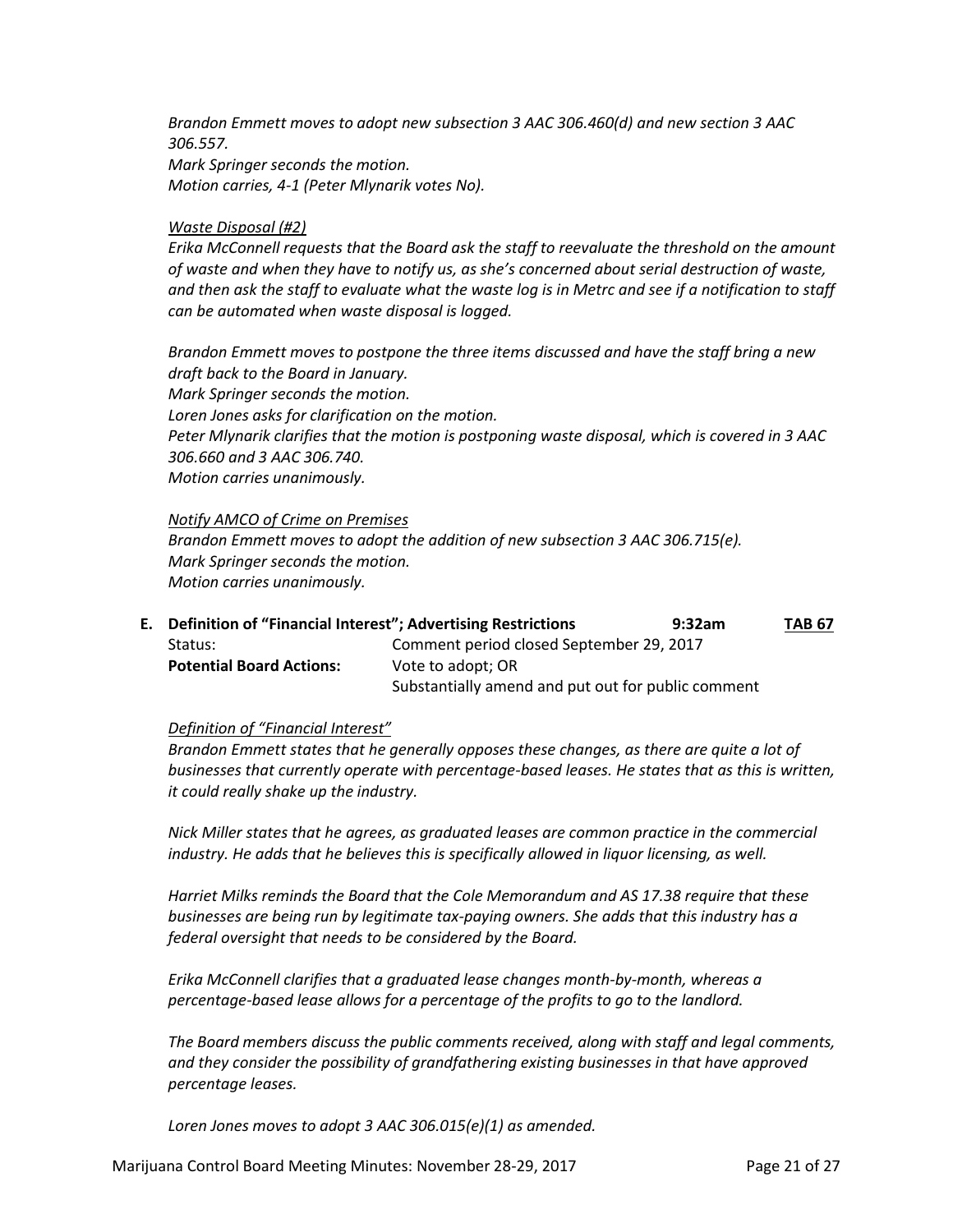*Brandon Emmett moves to adopt new subsection 3 AAC 306.460(d) and new section 3 AAC 306.557.*
*Mark Springer seconds the motion.*
*Motion carries, 4-1 (Peter Mlynarik votes No).*

*Waste Disposal (#2)*
*Erika McConnell requests that the Board ask the staff to reevaluate the threshold on the amount of waste and when they have to notify us, as she's concerned about serial destruction of waste, and then ask the staff to evaluate what the waste log is in Metrc and see if a notification to staff can be automated when waste disposal is logged.*

*Brandon Emmett moves to postpone the three items discussed and have the staff bring a new draft back to the Board in January.*
*Mark Springer seconds the motion.*
*Loren Jones asks for clarification on the motion.*
*Peter Mlynarik clarifies that the motion is postponing waste disposal, which is covered in 3 AAC 306.660 and 3 AAC 306.740.*
*Motion carries unanimously.*

*Notify AMCO of Crime on Premises*
*Brandon Emmett moves to adopt the addition of new subsection 3 AAC 306.715(e).*
*Mark Springer seconds the motion.*
*Motion carries unanimously.*

**E. Definition of "Financial Interest"; Advertising Restrictions** **9:32am** **TAB 67**

| | |
|---|---|
| Status: | Comment period closed September 29, 2017 |
| **Potential Board Actions:** | Vote to adopt; OR |
| | Substantially amend and put out for public comment |

*Definition of "Financial Interest"*
*Brandon Emmett states that he generally opposes these changes, as there are quite a lot of businesses that currently operate with percentage-based leases. He states that as this is written, it could really shake up the industry.*

*Nick Miller states that he agrees, as graduated leases are common practice in the commercial industry. He adds that he believes this is specifically allowed in liquor licensing, as well.*

*Harriet Milks reminds the Board that the Cole Memorandum and AS 17.38 require that these businesses are being run by legitimate tax-paying owners. She adds that this industry has a federal oversight that needs to be considered by the Board.*

*Erika McConnell clarifies that a graduated lease changes month-by-month, whereas a percentage-based lease allows for a percentage of the profits to go to the landlord.*

*The Board members discuss the public comments received, along with staff and legal comments, and they consider the possibility of grandfathering existing businesses in that have approved percentage leases.*

*Loren Jones moves to adopt 3 AAC 306.015(e)(1) as amended.*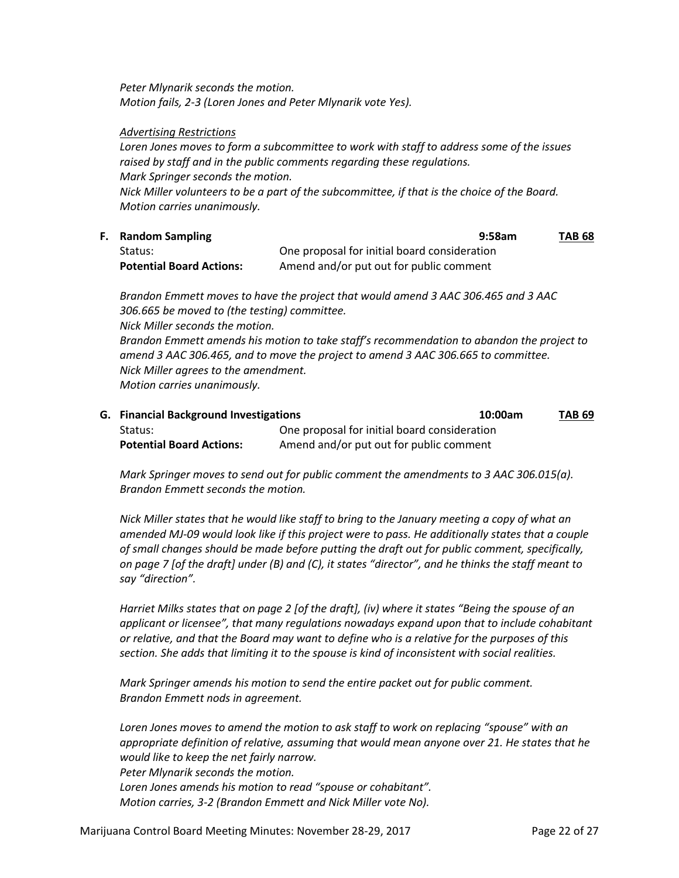*Peter Mlynarik seconds the motion.*
*Motion fails, 2-3 (Loren Jones and Peter Mlynarik vote Yes).*

*Advertising Restrictions*
*Loren Jones moves to form a subcommittee to work with staff to address some of the issues raised by staff and in the public comments regarding these regulations.*
*Mark Springer seconds the motion.*
*Nick Miller volunteers to be a part of the subcommittee, if that is the choice of the Board.*
*Motion carries unanimously.*

**F. Random Sampling** 9:58am **TAB 68**

| | |
|---|---|
| Status: | One proposal for initial board consideration |
| **Potential Board Actions:** | Amend and/or put out for public comment |

*Brandon Emmett moves to have the project that would amend 3 AAC 306.465 and 3 AAC 306.665 be moved to (the testing) committee.*
*Nick Miller seconds the motion.*
*Brandon Emmett amends his motion to take staff's recommendation to abandon the project to amend 3 AAC 306.465, and to move the project to amend 3 AAC 306.665 to committee.*
*Nick Miller agrees to the amendment.*
*Motion carries unanimously.*

**G. Financial Background Investigations** 10:00am **TAB 69**

| | |
|---|---|
| Status: | One proposal for initial board consideration |
| **Potential Board Actions:** | Amend and/or put out for public comment |

*Mark Springer moves to send out for public comment the amendments to 3 AAC 306.015(a).*
*Brandon Emmett seconds the motion.*

*Nick Miller states that he would like staff to bring to the January meeting a copy of what an amended MJ-09 would look like if this project were to pass. He additionally states that a couple of small changes should be made before putting the draft out for public comment, specifically, on page 7 [of the draft] under (B) and (C), it states "director", and he thinks the staff meant to say "direction".*

*Harriet Milks states that on page 2 [of the draft], (iv) where it states "Being the spouse of an applicant or licensee", that many regulations nowadays expand upon that to include cohabitant or relative, and that the Board may want to define who is a relative for the purposes of this section. She adds that limiting it to the spouse is kind of inconsistent with social realities.*

*Mark Springer amends his motion to send the entire packet out for public comment.*
*Brandon Emmett nods in agreement.*

*Loren Jones moves to amend the motion to ask staff to work on replacing "spouse" with an appropriate definition of relative, assuming that would mean anyone over 21. He states that he would like to keep the net fairly narrow.*
*Peter Mlynarik seconds the motion.*
*Loren Jones amends his motion to read "spouse or cohabitant".*
*Motion carries, 3-2 (Brandon Emmett and Nick Miller vote No).*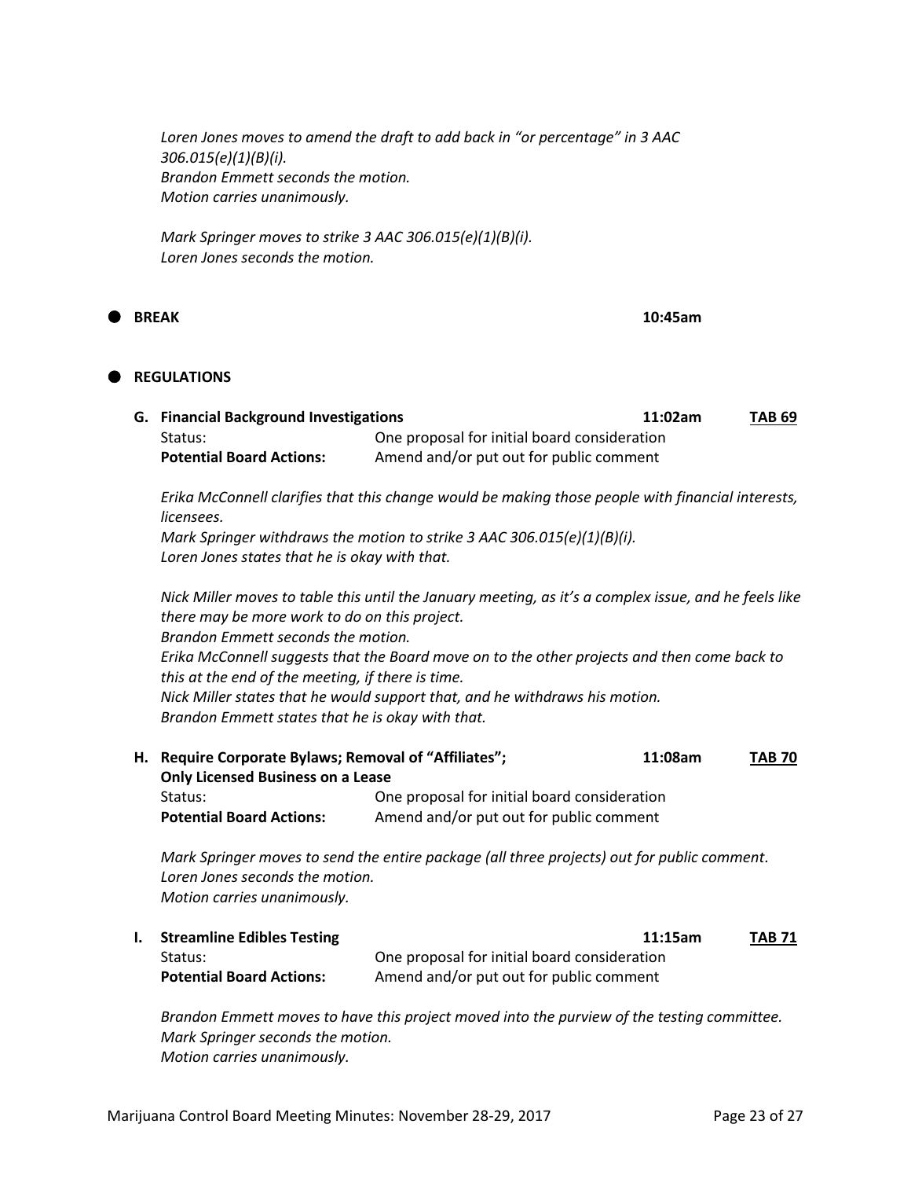*Loren Jones moves to amend the draft to add back in "or percentage" in 3 AAC 306.015(e)(1)(B)(i).*
*Brandon Emmett seconds the motion.*
*Motion carries unanimously.*

*Mark Springer moves to strike 3 AAC 306.015(e)(1)(B)(i).*
*Loren Jones seconds the motion.*

- **BREAK** 10:45am

- **REGULATIONS**

**G. Financial Background Investigations** **11:02am** **TAB 69**

Status: One proposal for initial board consideration
**Potential Board Actions:** Amend and/or put out for public comment

*Erika McConnell clarifies that this change would be making those people with financial interests, licensees.*
*Mark Springer withdraws the motion to strike 3 AAC 306.015(e)(1)(B)(i).*
*Loren Jones states that he is okay with that.*

*Nick Miller moves to table this until the January meeting, as it's a complex issue, and he feels like there may be more work to do on this project.*
*Brandon Emmett seconds the motion.*
*Erika McConnell suggests that the Board move on to the other projects and then come back to this at the end of the meeting, if there is time.*
*Nick Miller states that he would support that, and he withdraws his motion.*
*Brandon Emmett states that he is okay with that.*

**H. Require Corporate Bylaws; Removal of "Affiliates"; Only Licensed Business on a Lease** **11:08am** **TAB 70**

Status: One proposal for initial board consideration
**Potential Board Actions:** Amend and/or put out for public comment

*Mark Springer moves to send the entire package (all three projects) out for public comment.*
*Loren Jones seconds the motion.*
*Motion carries unanimously.*

**I. Streamline Edibles Testing** **11:15am** **TAB 71**

Status: One proposal for initial board consideration
**Potential Board Actions:** Amend and/or put out for public comment

*Brandon Emmett moves to have this project moved into the purview of the testing committee.*
*Mark Springer seconds the motion.*
*Motion carries unanimously.*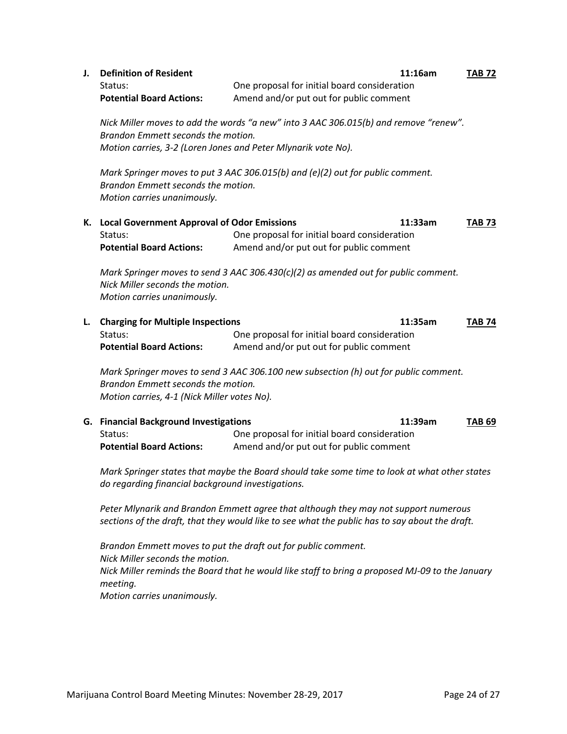**J. Definition of Resident** **11:16am** **TAB 72**

Status: One proposal for initial board consideration
**Potential Board Actions:** Amend and/or put out for public comment

*Nick Miller moves to add the words "a new" into 3 AAC 306.015(b) and remove "renew".*
*Brandon Emmett seconds the motion.*
*Motion carries, 3-2 (Loren Jones and Peter Mlynarik vote No).*

*Mark Springer moves to put 3 AAC 306.015(b) and (e)(2) out for public comment.*
*Brandon Emmett seconds the motion.*
*Motion carries unanimously.*

**K. Local Government Approval of Odor Emissions** **11:33am** **TAB 73**

Status: One proposal for initial board consideration
**Potential Board Actions:** Amend and/or put out for public comment

*Mark Springer moves to send 3 AAC 306.430(c)(2) as amended out for public comment.*
*Nick Miller seconds the motion.*
*Motion carries unanimously.*

**L. Charging for Multiple Inspections** **11:35am** **TAB 74**

Status: One proposal for initial board consideration
**Potential Board Actions:** Amend and/or put out for public comment

*Mark Springer moves to send 3 AAC 306.100 new subsection (h) out for public comment.*
*Brandon Emmett seconds the motion.*
*Motion carries, 4-1 (Nick Miller votes No).*

**G. Financial Background Investigations** **11:39am** **TAB 69**

Status: One proposal for initial board consideration
**Potential Board Actions:** Amend and/or put out for public comment

*Mark Springer states that maybe the Board should take some time to look at what other states do regarding financial background investigations.*

*Peter Mlynarik and Brandon Emmett agree that although they may not support numerous sections of the draft, that they would like to see what the public has to say about the draft.*

*Brandon Emmett moves to put the draft out for public comment.*
*Nick Miller seconds the motion.*
*Nick Miller reminds the Board that he would like staff to bring a proposed MJ-09 to the January meeting.*
*Motion carries unanimously.*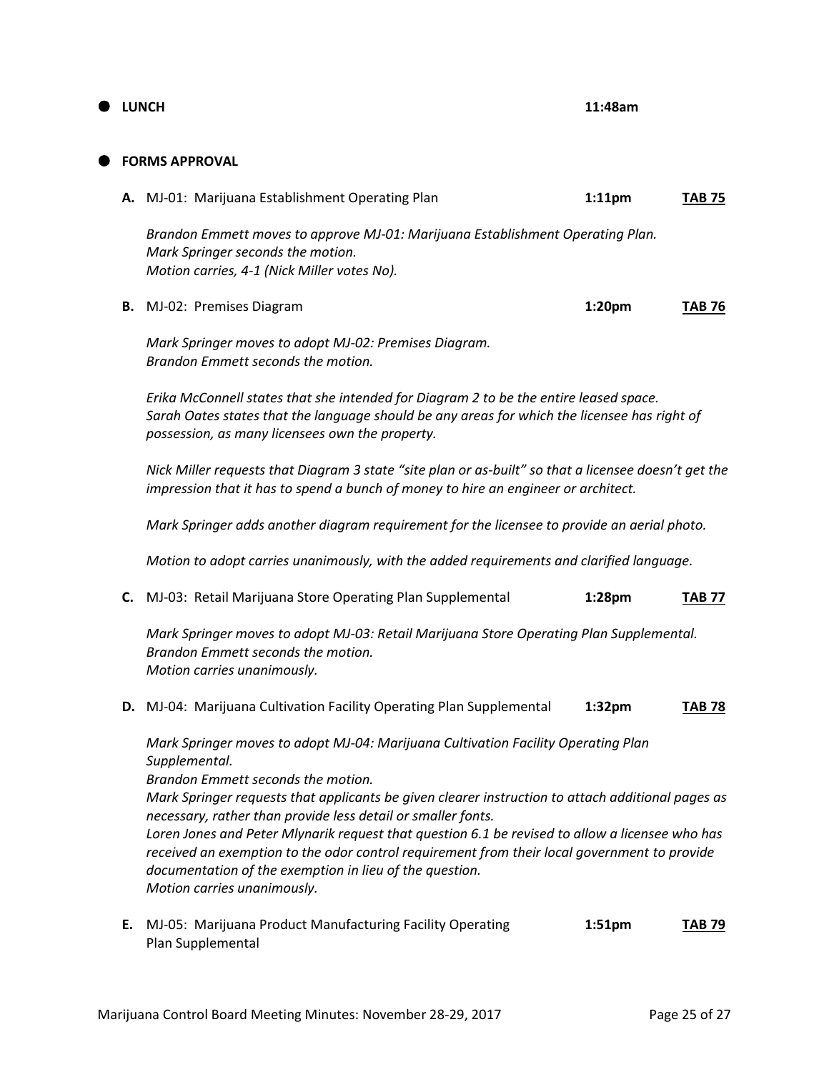- **LUNCH** **11:48am**

- **FORMS APPROVAL**

**A.** MJ-01: Marijuana Establishment Operating Plan **1:11pm** **TAB 75**

*Brandon Emmett moves to approve MJ-01: Marijuana Establishment Operating Plan.*
*Mark Springer seconds the motion.*
*Motion carries, 4-1 (Nick Miller votes No).*

**B.** MJ-02: Premises Diagram **1:20pm** **TAB 76**

*Mark Springer moves to adopt MJ-02: Premises Diagram.*
*Brandon Emmett seconds the motion.*

*Erika McConnell states that she intended for Diagram 2 to be the entire leased space. Sarah Oates states that the language should be any areas for which the licensee has right of possession, as many licensees own the property.*

*Nick Miller requests that Diagram 3 state "site plan or as-built" so that a licensee doesn't get the impression that it has to spend a bunch of money to hire an engineer or architect.*

*Mark Springer adds another diagram requirement for the licensee to provide an aerial photo.*

*Motion to adopt carries unanimously, with the added requirements and clarified language.*

**C.** MJ-03: Retail Marijuana Store Operating Plan Supplemental **1:28pm** **TAB 77**

*Mark Springer moves to adopt MJ-03: Retail Marijuana Store Operating Plan Supplemental.*
*Brandon Emmett seconds the motion.*
*Motion carries unanimously.*

**D.** MJ-04: Marijuana Cultivation Facility Operating Plan Supplemental **1:32pm** **TAB 78**

*Mark Springer moves to adopt MJ-04: Marijuana Cultivation Facility Operating Plan Supplemental.*
*Brandon Emmett seconds the motion.*
*Mark Springer requests that applicants be given clearer instruction to attach additional pages as necessary, rather than provide less detail or smaller fonts.*
*Loren Jones and Peter Mlynarik request that question 6.1 be revised to allow a licensee who has received an exemption to the odor control requirement from their local government to provide documentation of the exemption in lieu of the question.*
*Motion carries unanimously.*

**E.** MJ-05: Marijuana Product Manufacturing Facility Operating Plan Supplemental **1:51pm** **TAB 79**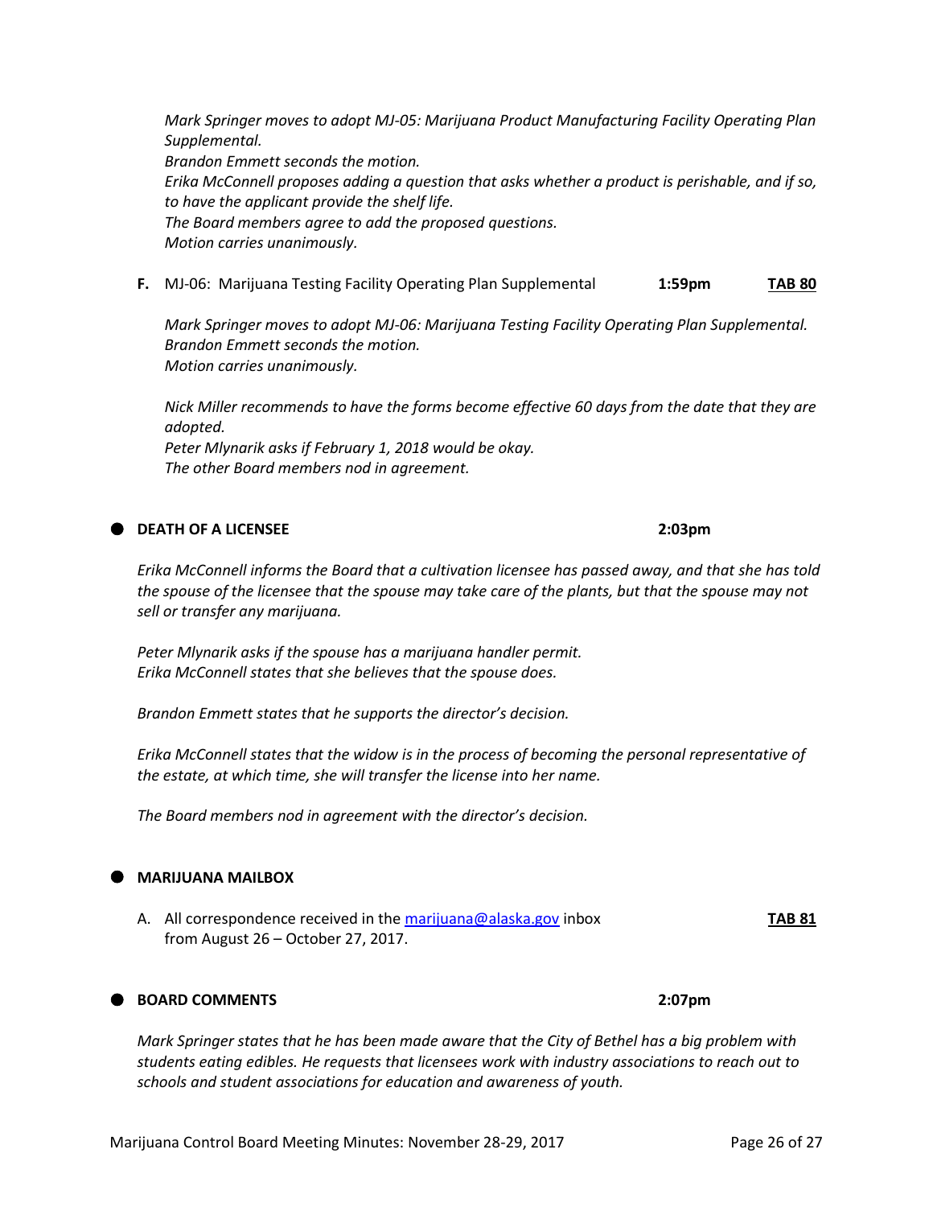*Mark Springer moves to adopt MJ-05: Marijuana Product Manufacturing Facility Operating Plan Supplemental.*
*Brandon Emmett seconds the motion.*
*Erika McConnell proposes adding a question that asks whether a product is perishable, and if so, to have the applicant provide the shelf life.*
*The Board members agree to add the proposed questions.*
*Motion carries unanimously.*

**F.** MJ-06: Marijuana Testing Facility Operating Plan Supplemental **1:59pm** **TAB 80**

*Mark Springer moves to adopt MJ-06: Marijuana Testing Facility Operating Plan Supplemental.*
*Brandon Emmett seconds the motion.*
*Motion carries unanimously.*

*Nick Miller recommends to have the forms become effective 60 days from the date that they are adopted.*
*Peter Mlynarik asks if February 1, 2018 would be okay.*
*The other Board members nod in agreement.*

- **DEATH OF A LICENSEE** **2:03pm**

*Erika McConnell informs the Board that a cultivation licensee has passed away, and that she has told the spouse of the licensee that the spouse may take care of the plants, but that the spouse may not sell or transfer any marijuana.*

*Peter Mlynarik asks if the spouse has a marijuana handler permit.*
*Erika McConnell states that she believes that the spouse does.*

*Brandon Emmett states that he supports the director's decision.*

*Erika McConnell states that the widow is in the process of becoming the personal representative of the estate, at which time, she will transfer the license into her name.*

*The Board members nod in agreement with the director's decision.*

- **MARIJUANA MAILBOX**

A. All correspondence received in the [marijuana@alaska.gov](mailto:marijuana@alaska.gov) inbox from August 26 – October 27, 2017. **TAB 81**

- **BOARD COMMENTS** **2:07pm**

*Mark Springer states that he has been made aware that the City of Bethel has a big problem with students eating edibles. He requests that licensees work with industry associations to reach out to schools and student associations for education and awareness of youth.*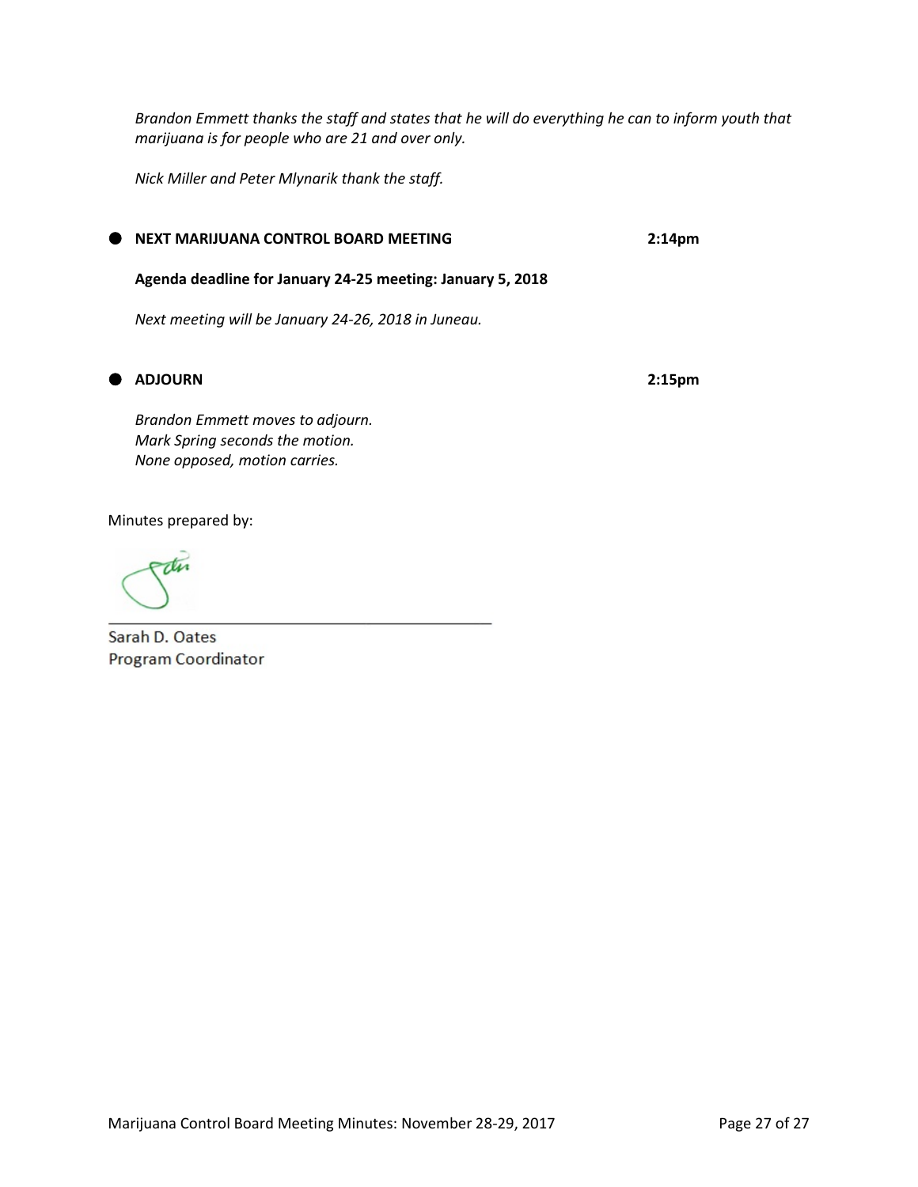*Brandon Emmett thanks the staff and states that he will do everything he can to inform youth that marijuana is for people who are 21 and over only.*

*Nick Miller and Peter Mlynarik thank the staff.*

- **NEXT MARIJUANA CONTROL BOARD MEETING** **2:14pm**

  **Agenda deadline for January 24-25 meeting: January 5, 2018**

  *Next meeting will be January 24-26, 2018 in Juneau.*

- **ADJOURN** **2:15pm**

  *Brandon Emmett moves to adjourn.*
  *Mark Spring seconds the motion.*
  *None opposed, motion carries.*

Minutes prepared by:

\_\_\_\_\_\_\_\_\_\_\_\_\_\_\_\_\_\_\_\_\_\_\_\_\_\_\_\_\_\_\_\_\_\_\_\_\_\_\_\_

Sarah D. Oates
Program Coordinator